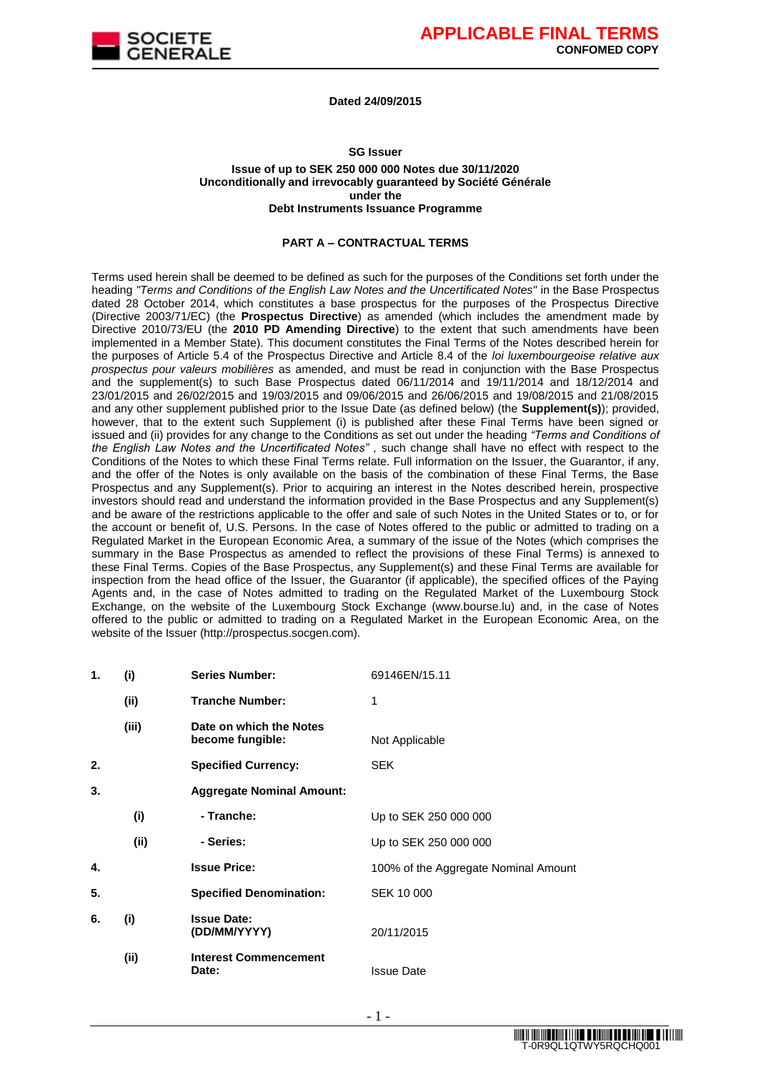**APPLICABLE FINAL TERMS**
**CONFOMED COPY**

**Dated 24/09/2015**

**SG Issuer**

**Issue of up to SEK 250 000 000 Notes due 30/11/2020**
**Unconditionally and irrevocably guaranteed by Société Générale**
**under the**
**Debt Instruments Issuance Programme**

## PART A – CONTRACTUAL TERMS

Terms used herein shall be deemed to be defined as such for the purposes of the Conditions set forth under the heading *"Terms and Conditions of the English Law Notes and the Uncertificated Notes"* in the Base Prospectus dated 28 October 2014, which constitutes a base prospectus for the purposes of the Prospectus Directive (Directive 2003/71/EC) (the **Prospectus Directive**) as amended (which includes the amendment made by Directive 2010/73/EU (the **2010 PD Amending Directive**) to the extent that such amendments have been implemented in a Member State). This document constitutes the Final Terms of the Notes described herein for the purposes of Article 5.4 of the Prospectus Directive and Article 8.4 of the *loi luxembourgeoise relative aux prospectus pour valeurs mobilières* as amended, and must be read in conjunction with the Base Prospectus and the supplement(s) to such Base Prospectus dated 06/11/2014 and 19/11/2014 and 18/12/2014 and 23/01/2015 and 26/02/2015 and 19/03/2015 and 09/06/2015 and 26/06/2015 and 19/08/2015 and 21/08/2015 and any other supplement published prior to the Issue Date (as defined below) (the **Supplement(s)**); provided, however, that to the extent such Supplement (i) is published after these Final Terms have been signed or issued and (ii) provides for any change to the Conditions as set out under the heading *"Terms and Conditions of the English Law Notes and the Uncertificated Notes"* , such change shall have no effect with respect to the Conditions of the Notes to which these Final Terms relate. Full information on the Issuer, the Guarantor, if any, and the offer of the Notes is only available on the basis of the combination of these Final Terms, the Base Prospectus and any Supplement(s). Prior to acquiring an interest in the Notes described herein, prospective investors should read and understand the information provided in the Base Prospectus and any Supplement(s) and be aware of the restrictions applicable to the offer and sale of such Notes in the United States or to, or for the account or benefit of, U.S. Persons. In the case of Notes offered to the public or admitted to trading on a Regulated Market in the European Economic Area, a summary of the issue of the Notes (which comprises the summary in the Base Prospectus as amended to reflect the provisions of these Final Terms) is annexed to these Final Terms. Copies of the Base Prospectus, any Supplement(s) and these Final Terms are available for inspection from the head office of the Issuer, the Guarantor (if applicable), the specified offices of the Paying Agents and, in the case of Notes admitted to trading on the Regulated Market of the Luxembourg Stock Exchange, on the website of the Luxembourg Stock Exchange (www.bourse.lu) and, in the case of Notes offered to the public or admitted to trading on a Regulated Market in the European Economic Area, on the website of the Issuer (http://prospectus.socgen.com).

| | | | |
|---|---|---|---|
| **1.** | **(i)** | **Series Number:** | 69146EN/15.11 |
| | **(ii)** | **Tranche Number:** | 1 |
| | **(iii)** | **Date on which the Notes become fungible:** | Not Applicable |
| **2.** | | **Specified Currency:** | SEK |
| **3.** | | **Aggregate Nominal Amount:** | |
| | **(i)** | **- Tranche:** | Up to SEK 250 000 000 |
| | **(ii)** | **- Series:** | Up to SEK 250 000 000 |
| **4.** | | **Issue Price:** | 100% of the Aggregate Nominal Amount |
| **5.** | | **Specified Denomination:** | SEK 10 000 |
| **6.** | **(i)** | **Issue Date: (DD/MM/YYYY)** | 20/11/2015 |
| | **(ii)** | **Interest Commencement Date:** | Issue Date |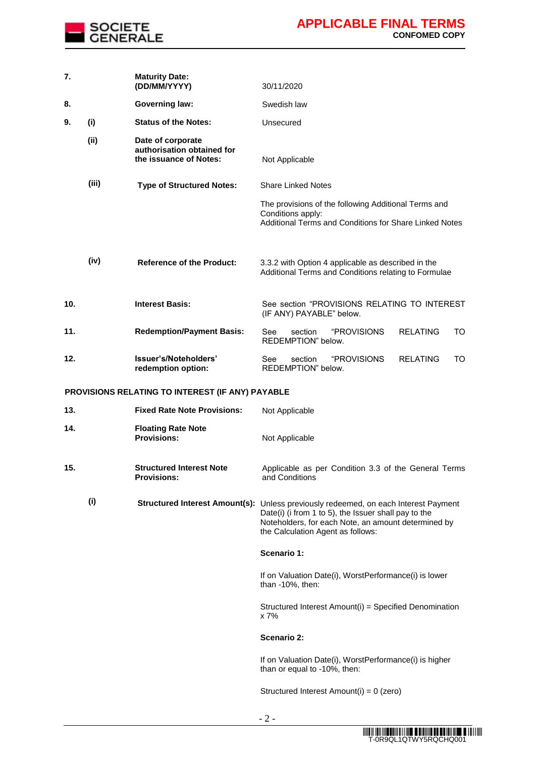| | | | |
|---|---|---|---|
| **7.** | | **Maturity Date: (DD/MM/YYYY)** | 30/11/2020 |
| **8.** | | **Governing law:** | Swedish law |
| **9.** | **(i)** | **Status of the Notes:** | Unsecured |
| | **(ii)** | **Date of corporate authorisation obtained for the issuance of Notes:** | Not Applicable |
| | **(iii)** | **Type of Structured Notes:** | Share Linked Notes<br><br>The provisions of the following Additional Terms and Conditions apply:<br>Additional Terms and Conditions for Share Linked Notes |
| | **(iv)** | **Reference of the Product:** | 3.3.2 with Option 4 applicable as described in the Additional Terms and Conditions relating to Formulae |
| **10.** | | **Interest Basis:** | See section "PROVISIONS RELATING TO INTEREST (IF ANY) PAYABLE" below. |
| **11.** | | **Redemption/Payment Basis:** | See section "PROVISIONS RELATING TO REDEMPTION" below. |
| **12.** | | **Issuer's/Noteholders' redemption option:** | See section "PROVISIONS RELATING TO REDEMPTION" below. |

**PROVISIONS RELATING TO INTEREST (IF ANY) PAYABLE**

| | | | |
|---|---|---|---|
| **13.** | | **Fixed Rate Note Provisions:** | Not Applicable |
| **14.** | | **Floating Rate Note Provisions:** | Not Applicable |
| **15.** | | **Structured Interest Note Provisions:** | Applicable as per Condition 3.3 of the General Terms and Conditions |
| | **(i)** | **Structured Interest Amount(s):** | Unless previously redeemed, on each Interest Payment Date(i) (i from 1 to 5), the Issuer shall pay to the Noteholders, for each Note, an amount determined by the Calculation Agent as follows:<br><br>**Scenario 1:**<br><br>If on Valuation Date(i), WorstPerformance(i) is lower than -10%, then:<br><br>Structured Interest Amount(i) = Specified Denomination x 7%<br><br>**Scenario 2:**<br><br>If on Valuation Date(i), WorstPerformance(i) is higher than or equal to -10%, then:<br><br>Structured Interest Amount(i) = 0 (zero) |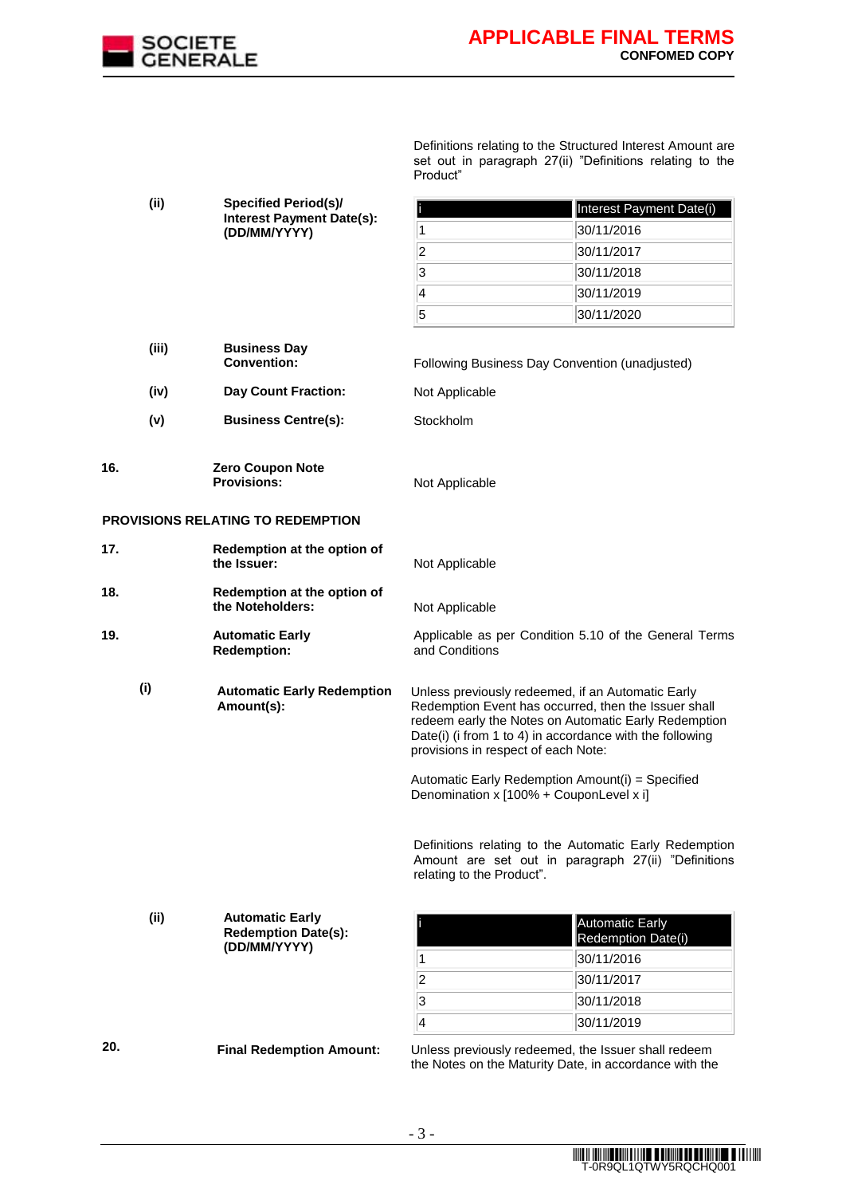Definitions relating to the Structured Interest Amount are set out in paragraph 27(ii) "Definitions relating to the Product"

**(ii) Specified Period(s)/ Interest Payment Date(s): (DD/MM/YYYY)**

| i | Interest Payment Date(i) |
|---|---|
| 1 | 30/11/2016 |
| 2 | 30/11/2017 |
| 3 | 30/11/2018 |
| 4 | 30/11/2019 |
| 5 | 30/11/2020 |

**(iii) Business Day Convention:** Following Business Day Convention (unadjusted)

**(iv) Day Count Fraction:** Not Applicable

**(v) Business Centre(s):** Stockholm

**16. Zero Coupon Note Provisions:** Not Applicable

**PROVISIONS RELATING TO REDEMPTION**

**17. Redemption at the option of the Issuer:** Not Applicable

**18. Redemption at the option of the Noteholders:** Not Applicable

**19. Automatic Early Redemption:** Applicable as per Condition 5.10 of the General Terms and Conditions

**(i) Automatic Early Redemption Amount(s):** Unless previously redeemed, if an Automatic Early Redemption Event has occurred, then the Issuer shall redeem early the Notes on Automatic Early Redemption Date(i) (i from 1 to 4) in accordance with the following provisions in respect of each Note:

Automatic Early Redemption Amount(i) = Specified Denomination x [100% + CouponLevel x i]

Definitions relating to the Automatic Early Redemption Amount are set out in paragraph 27(ii) "Definitions relating to the Product".

**(ii) Automatic Early Redemption Date(s): (DD/MM/YYYY)**

| i | Automatic Early Redemption Date(i) |
|---|---|
| 1 | 30/11/2016 |
| 2 | 30/11/2017 |
| 3 | 30/11/2018 |
| 4 | 30/11/2019 |

**20. Final Redemption Amount:** Unless previously redeemed, the Issuer shall redeem the Notes on the Maturity Date, in accordance with the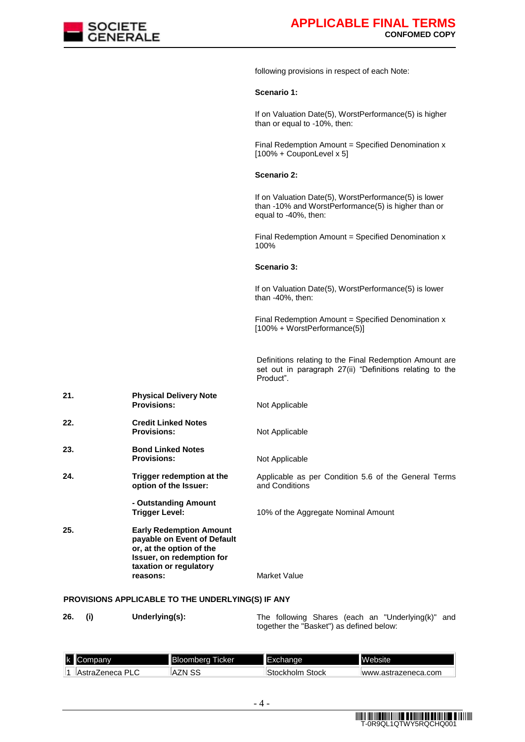following provisions in respect of each Note:

**Scenario 1:**

If on Valuation Date(5), WorstPerformance(5) is higher than or equal to -10%, then:

Final Redemption Amount = Specified Denomination x [100% + CouponLevel x 5]

**Scenario 2:**

If on Valuation Date(5), WorstPerformance(5) is lower than -10% and WorstPerformance(5) is higher than or equal to -40%, then:

Final Redemption Amount = Specified Denomination x 100%

**Scenario 3:**

If on Valuation Date(5), WorstPerformance(5) is lower than -40%, then:

Final Redemption Amount = Specified Denomination x [100% + WorstPerformance(5)]

Definitions relating to the Final Redemption Amount are set out in paragraph 27(ii) "Definitions relating to the Product".

**21. Physical Delivery Note Provisions:** Not Applicable

**22. Credit Linked Notes Provisions:** Not Applicable

**23. Bond Linked Notes Provisions:** Not Applicable

**24. Trigger redemption at the option of the Issuer:** Applicable as per Condition 5.6 of the General Terms and Conditions

**- Outstanding Amount Trigger Level:** 10% of the Aggregate Nominal Amount

**25. Early Redemption Amount payable on Event of Default or, at the option of the Issuer, on redemption for taxation or regulatory reasons:** Market Value

**PROVISIONS APPLICABLE TO THE UNDERLYING(S) IF ANY**

**26. (i) Underlying(s):** The following Shares (each an "Underlying(k)" and together the "Basket") as defined below:

| k | Company | Bloomberg Ticker | Exchange | Website |
|---|---|---|---|---|
| 1 | AstraZeneca PLC | AZN SS | Stockholm Stock | www.astrazeneca.com |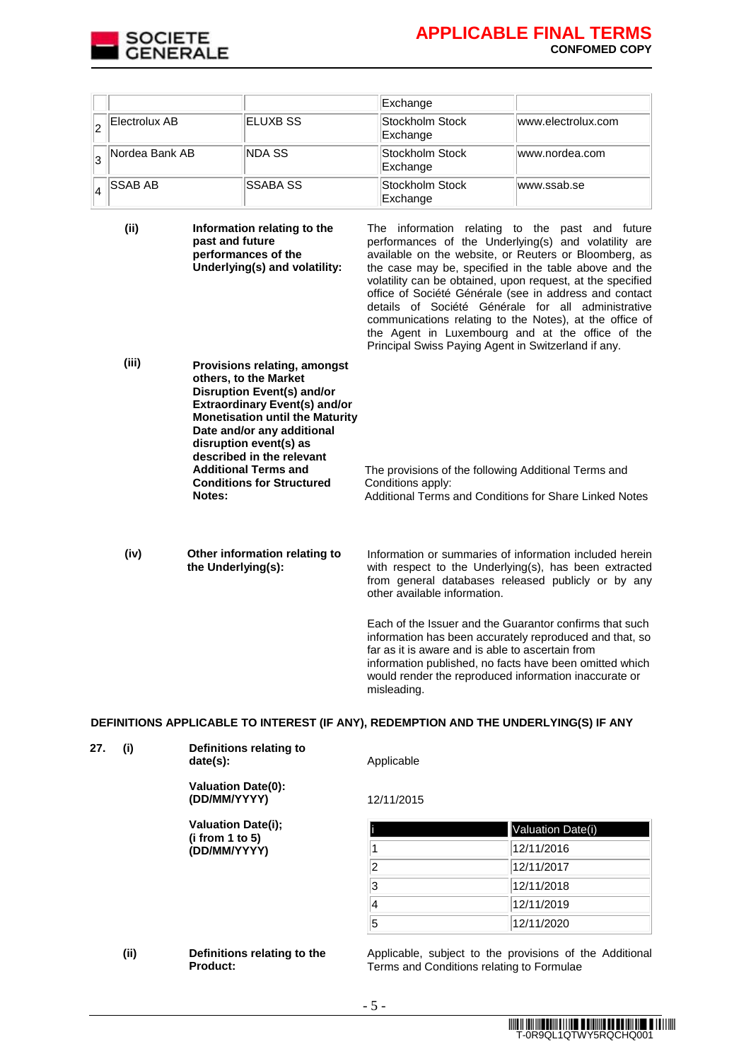| | | | Exchange | |
|---|---|---|---|---|
| 2 | Electrolux AB | ELUXB SS | Stockholm Stock Exchange | www.electrolux.com |
| 3 | Nordea Bank AB | NDA SS | Stockholm Stock Exchange | www.nordea.com |
| 4 | SSAB AB | SSABA SS | Stockholm Stock Exchange | www.ssab.se |

**(ii) Information relating to the past and future performances of the Underlying(s) and volatility:**

The information relating to the past and future performances of the Underlying(s) and volatility are available on the website, or Reuters or Bloomberg, as the case may be, specified in the table above and the volatility can be obtained, upon request, at the specified office of Société Générale (see in address and contact details of Société Générale for all administrative communications relating to the Notes), at the office of the Agent in Luxembourg and at the office of the Principal Swiss Paying Agent in Switzerland if any.

**(iii) Provisions relating, amongst others, to the Market Disruption Event(s) and/or Extraordinary Event(s) and/or Monetisation until the Maturity Date and/or any additional disruption event(s) as described in the relevant Additional Terms and Conditions for Structured Notes:**

The provisions of the following Additional Terms and Conditions apply:
Additional Terms and Conditions for Share Linked Notes

**(iv) Other information relating to the Underlying(s):**

Information or summaries of information included herein with respect to the Underlying(s), has been extracted from general databases released publicly or by any other available information.

Each of the Issuer and the Guarantor confirms that such information has been accurately reproduced and that, so far as it is aware and is able to ascertain from information published, no facts have been omitted which would render the reproduced information inaccurate or misleading.

**DEFINITIONS APPLICABLE TO INTEREST (IF ANY), REDEMPTION AND THE UNDERLYING(S) IF ANY**

**27. (i) Definitions relating to date(s):** Applicable

**Valuation Date(0): (DD/MM/YYYY)** 12/11/2015

**Valuation Date(i); (i from 1 to 5) (DD/MM/YYYY)**

| i | Valuation Date(i) |
|---|---|
| 1 | 12/11/2016 |
| 2 | 12/11/2017 |
| 3 | 12/11/2018 |
| 4 | 12/11/2019 |
| 5 | 12/11/2020 |

**(ii) Definitions relating to the Product:** Applicable, subject to the provisions of the Additional Terms and Conditions relating to Formulae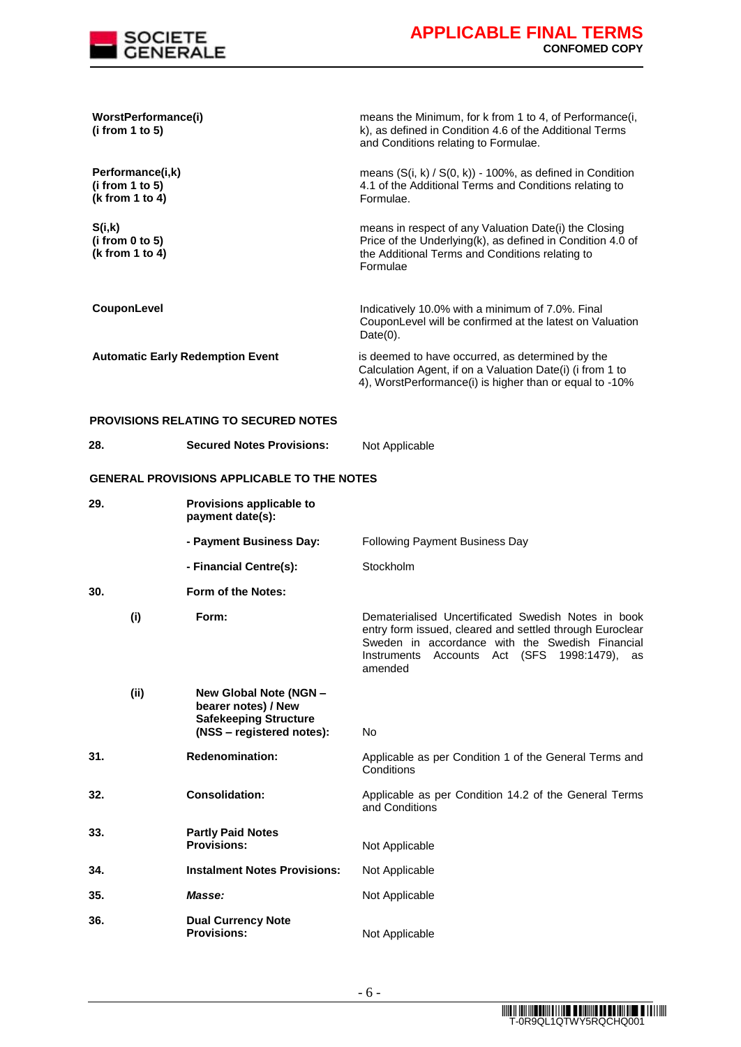| | |
|---|---|
| **WorstPerformance(i)** **(i from 1 to 5)** | means the Minimum, for k from 1 to 4, of Performance(i, k), as defined in Condition 4.6 of the Additional Terms and Conditions relating to Formulae. |
| **Performance(i,k)** **(i from 1 to 5)** **(k from 1 to 4)** | means (S(i, k) / S(0, k)) - 100%, as defined in Condition 4.1 of the Additional Terms and Conditions relating to Formulae. |
| **S(i,k)** **(i from 0 to 5)** **(k from 1 to 4)** | means in respect of any Valuation Date(i) the Closing Price of the Underlying(k), as defined in Condition 4.0 of the Additional Terms and Conditions relating to Formulae |
| **CouponLevel** | Indicatively 10.0% with a minimum of 7.0%. Final CouponLevel will be confirmed at the latest on Valuation Date(0). |
| **Automatic Early Redemption Event** | is deemed to have occurred, as determined by the Calculation Agent, if on a Valuation Date(i) (i from 1 to 4), WorstPerformance(i) is higher than or equal to -10% |

**PROVISIONS RELATING TO SECURED NOTES**

| | | |
|---|---|---|
| 28. | **Secured Notes Provisions:** | Not Applicable |

**GENERAL PROVISIONS APPLICABLE TO THE NOTES**

| | | |
|---|---|---|
| 29. | **Provisions applicable to payment date(s):** | |
| | **- Payment Business Day:** | Following Payment Business Day |
| | **- Financial Centre(s):** | Stockholm |
| 30. | **Form of the Notes:** | |
| (i) | **Form:** | Dematerialised Uncertificated Swedish Notes in book entry form issued, cleared and settled through Euroclear Sweden in accordance with the Swedish Financial Instruments Accounts Act (SFS 1998:1479), as amended |
| (ii) | **New Global Note (NGN – bearer notes) / New Safekeeping Structure (NSS – registered notes):** | No |
| 31. | **Redenomination:** | Applicable as per Condition 1 of the General Terms and Conditions |
| 32. | **Consolidation:** | Applicable as per Condition 14.2 of the General Terms and Conditions |
| 33. | **Partly Paid Notes Provisions:** | Not Applicable |
| 34. | **Instalment Notes Provisions:** | Not Applicable |
| 35. | ***Masse:*** | Not Applicable |
| 36. | **Dual Currency Note Provisions:** | Not Applicable |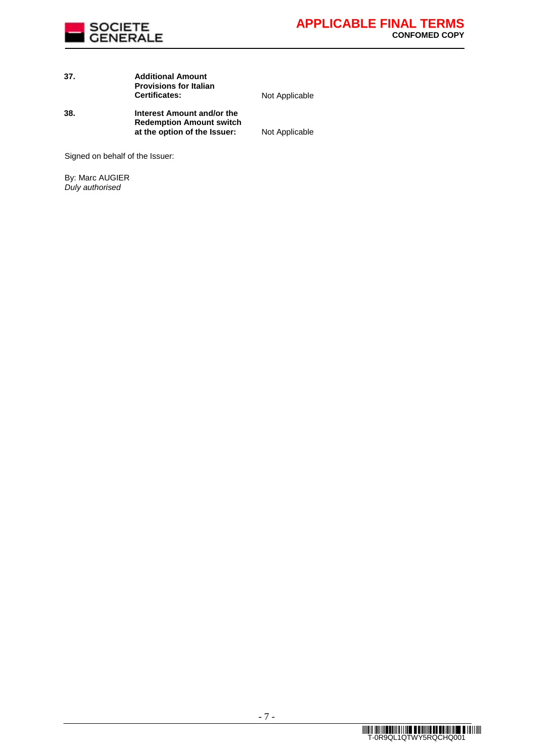| | | |
|---|---|---|
| **37.** | **Additional Amount Provisions for Italian Certificates:** | Not Applicable |
| **38.** | **Interest Amount and/or the Redemption Amount switch at the option of the Issuer:** | Not Applicable |

Signed on behalf of the Issuer:

By: Marc AUGIER
*Duly authorised*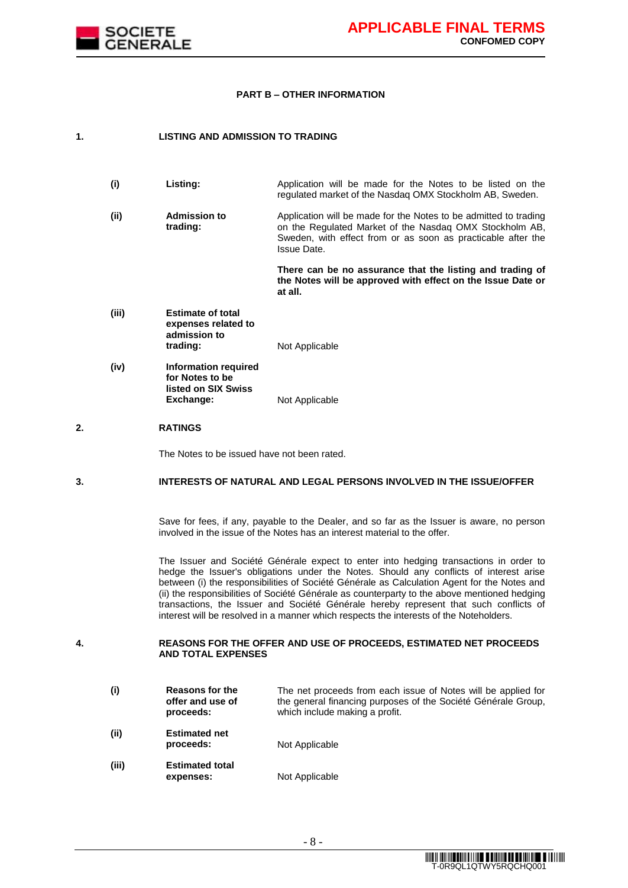## PART B – OTHER INFORMATION

### 1. LISTING AND ADMISSION TO TRADING

| | | |
|---|---|---|
| **(i)** | **Listing:** | Application will be made for the Notes to be listed on the regulated market of the Nasdaq OMX Stockholm AB, Sweden. |
| **(ii)** | **Admission to trading:** | Application will be made for the Notes to be admitted to trading on the Regulated Market of the Nasdaq OMX Stockholm AB, Sweden, with effect from or as soon as practicable after the Issue Date.<br><br>**There can be no assurance that the listing and trading of the Notes will be approved with effect on the Issue Date or at all.** |
| **(iii)** | **Estimate of total expenses related to admission to trading:** | Not Applicable |
| **(iv)** | **Information required for Notes to be listed on SIX Swiss Exchange:** | Not Applicable |

### 2. RATINGS

The Notes to be issued have not been rated.

### 3. INTERESTS OF NATURAL AND LEGAL PERSONS INVOLVED IN THE ISSUE/OFFER

Save for fees, if any, payable to the Dealer, and so far as the Issuer is aware, no person involved in the issue of the Notes has an interest material to the offer.

The Issuer and Société Générale expect to enter into hedging transactions in order to hedge the Issuer's obligations under the Notes. Should any conflicts of interest arise between (i) the responsibilities of Société Générale as Calculation Agent for the Notes and (ii) the responsibilities of Société Générale as counterparty to the above mentioned hedging transactions, the Issuer and Société Générale hereby represent that such conflicts of interest will be resolved in a manner which respects the interests of the Noteholders.

### 4. REASONS FOR THE OFFER AND USE OF PROCEEDS, ESTIMATED NET PROCEEDS AND TOTAL EXPENSES

| | | |
|---|---|---|
| **(i)** | **Reasons for the offer and use of proceeds:** | The net proceeds from each issue of Notes will be applied for the general financing purposes of the Société Générale Group, which include making a profit. |
| **(ii)** | **Estimated net proceeds:** | Not Applicable |
| **(iii)** | **Estimated total expenses:** | Not Applicable |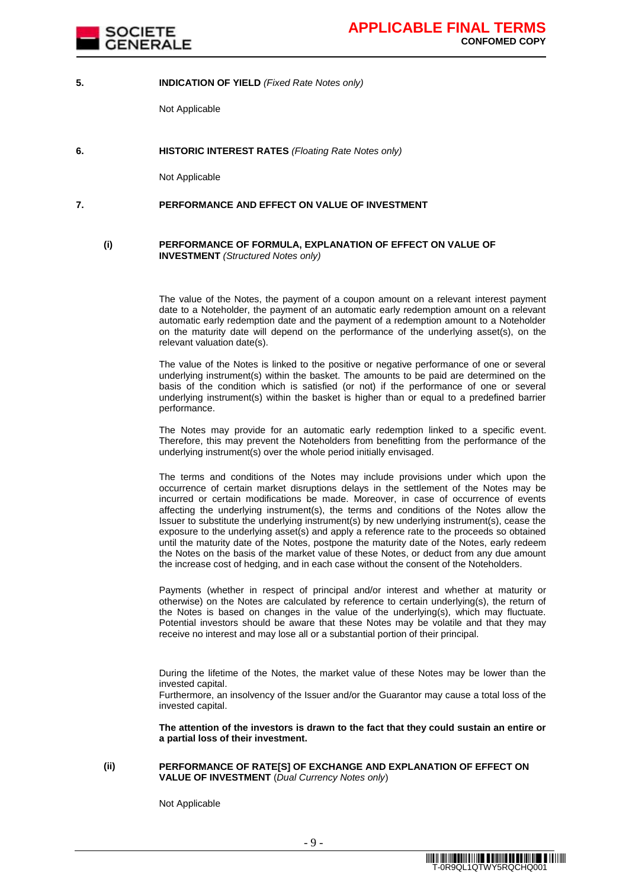**5. INDICATION OF YIELD** *(Fixed Rate Notes only)*

Not Applicable

**6. HISTORIC INTEREST RATES** *(Floating Rate Notes only)*

Not Applicable

**7. PERFORMANCE AND EFFECT ON VALUE OF INVESTMENT**

**(i) PERFORMANCE OF FORMULA, EXPLANATION OF EFFECT ON VALUE OF INVESTMENT** *(Structured Notes only)*

The value of the Notes, the payment of a coupon amount on a relevant interest payment date to a Noteholder, the payment of an automatic early redemption amount on a relevant automatic early redemption date and the payment of a redemption amount to a Noteholder on the maturity date will depend on the performance of the underlying asset(s), on the relevant valuation date(s).

The value of the Notes is linked to the positive or negative performance of one or several underlying instrument(s) within the basket. The amounts to be paid are determined on the basis of the condition which is satisfied (or not) if the performance of one or several underlying instrument(s) within the basket is higher than or equal to a predefined barrier performance.

The Notes may provide for an automatic early redemption linked to a specific event. Therefore, this may prevent the Noteholders from benefitting from the performance of the underlying instrument(s) over the whole period initially envisaged.

The terms and conditions of the Notes may include provisions under which upon the occurrence of certain market disruptions delays in the settlement of the Notes may be incurred or certain modifications be made. Moreover, in case of occurrence of events affecting the underlying instrument(s), the terms and conditions of the Notes allow the Issuer to substitute the underlying instrument(s) by new underlying instrument(s), cease the exposure to the underlying asset(s) and apply a reference rate to the proceeds so obtained until the maturity date of the Notes, postpone the maturity date of the Notes, early redeem the Notes on the basis of the market value of these Notes, or deduct from any due amount the increase cost of hedging, and in each case without the consent of the Noteholders.

Payments (whether in respect of principal and/or interest and whether at maturity or otherwise) on the Notes are calculated by reference to certain underlying(s), the return of the Notes is based on changes in the value of the underlying(s), which may fluctuate. Potential investors should be aware that these Notes may be volatile and that they may receive no interest and may lose all or a substantial portion of their principal.

During the lifetime of the Notes, the market value of these Notes may be lower than the invested capital.
Furthermore, an insolvency of the Issuer and/or the Guarantor may cause a total loss of the invested capital.

**The attention of the investors is drawn to the fact that they could sustain an entire or a partial loss of their investment.**

**(ii) PERFORMANCE OF RATE[S] OF EXCHANGE AND EXPLANATION OF EFFECT ON VALUE OF INVESTMENT** (*Dual Currency Notes only*)

Not Applicable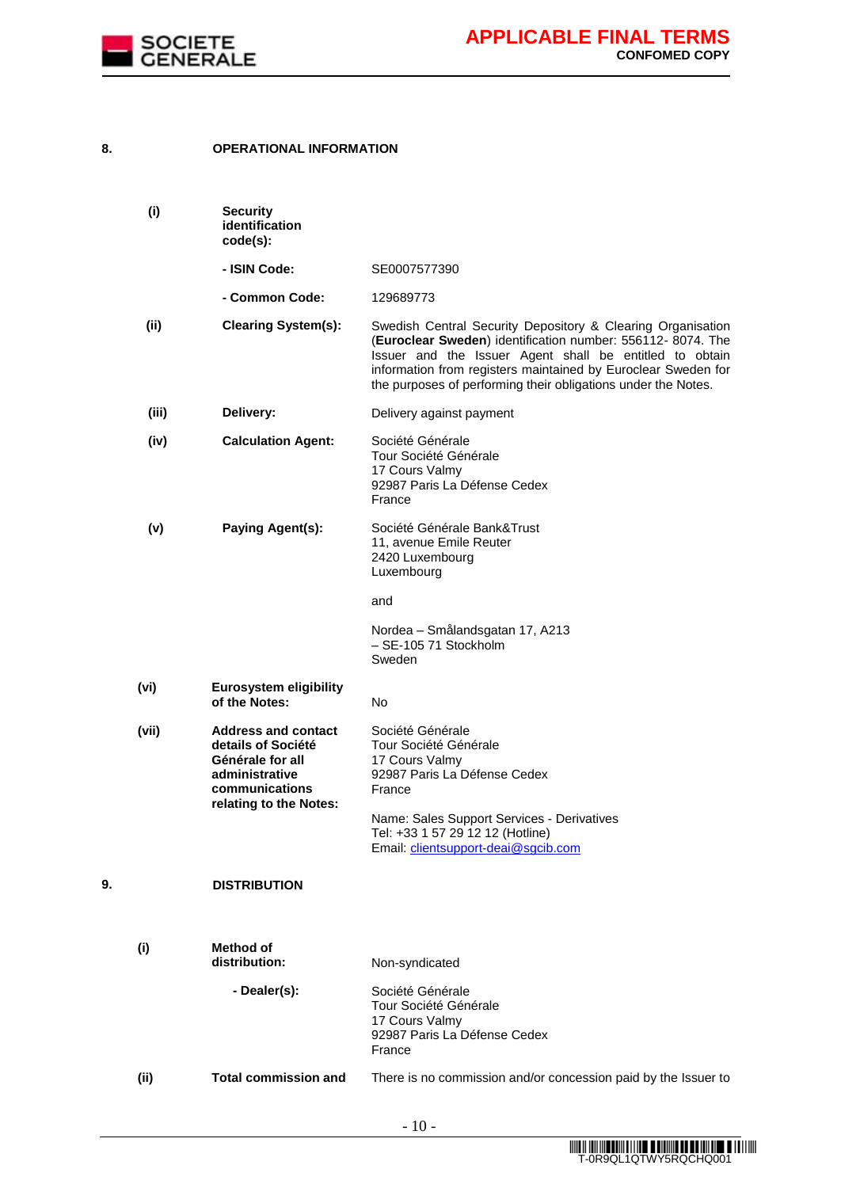## 8. OPERATIONAL INFORMATION

| | | |
|---|---|---|
| (i) | **Security identification code(s):** | |
| | **- ISIN Code:** | SE0007577390 |
| | **- Common Code:** | 129689773 |
| (ii) | **Clearing System(s):** | Swedish Central Security Depository & Clearing Organisation (**Euroclear Sweden**) identification number: 556112- 8074. The Issuer and the Issuer Agent shall be entitled to obtain information from registers maintained by Euroclear Sweden for the purposes of performing their obligations under the Notes. |
| (iii) | **Delivery:** | Delivery against payment |
| (iv) | **Calculation Agent:** | Société Générale<br>Tour Société Générale<br>17 Cours Valmy<br>92987 Paris La Défense Cedex<br>France |
| (v) | **Paying Agent(s):** | Société Générale Bank&Trust<br>11, avenue Emile Reuter<br>2420 Luxembourg<br>Luxembourg<br><br>and<br><br>Nordea – Smålandsgatan 17, A213<br>– SE-105 71 Stockholm<br>Sweden |
| (vi) | **Eurosystem eligibility of the Notes:** | No |
| (vii) | **Address and contact details of Société Générale for all administrative communications relating to the Notes:** | Société Générale<br>Tour Société Générale<br>17 Cours Valmy<br>92987 Paris La Défense Cedex<br>France<br><br>Name: Sales Support Services - Derivatives<br>Tel: +33 1 57 29 12 12 (Hotline)<br>Email: clientsupport-deai@sgcib.com |

## 9. DISTRIBUTION

| | | |
|---|---|---|
| (i) | **Method of distribution:** | Non-syndicated |
| | **- Dealer(s):** | Société Générale<br>Tour Société Générale<br>17 Cours Valmy<br>92987 Paris La Défense Cedex<br>France |
| (ii) | **Total commission and** | There is no commission and/or concession paid by the Issuer to |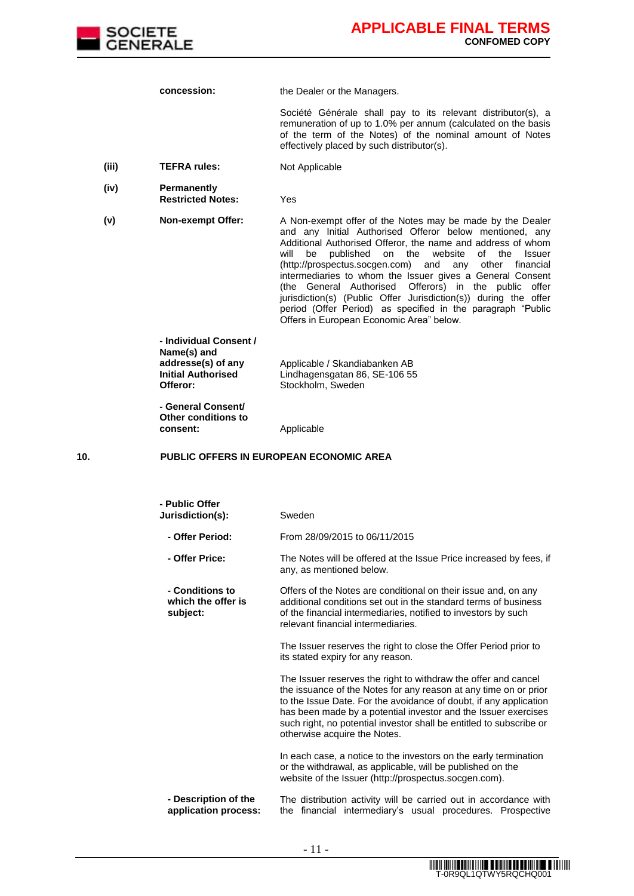| | | |
|---|---|---|
| | **concession:** | the Dealer or the Managers. |
| | | Société Générale shall pay to its relevant distributor(s), a remuneration of up to 1.0% per annum (calculated on the basis of the term of the Notes) of the nominal amount of Notes effectively placed by such distributor(s). |
| **(iii)** | **TEFRA rules:** | Not Applicable |
| **(iv)** | **Permanently Restricted Notes:** | Yes |
| **(v)** | **Non-exempt Offer:** | A Non-exempt offer of the Notes may be made by the Dealer and any Initial Authorised Offeror below mentioned, any Additional Authorised Offeror, the name and address of whom will be published on the website of the Issuer (http://prospectus.socgen.com) and any other financial intermediaries to whom the Issuer gives a General Consent (the General Authorised Offerors) in the public offer jurisdiction(s) (Public Offer Jurisdiction(s)) during the offer period (Offer Period) as specified in the paragraph "Public Offers in European Economic Area" below. |
| | **- Individual Consent / Name(s) and addresse(s) of any Initial Authorised Offeror:** | Applicable / Skandiabanken AB Lindhagensgatan 86, SE-106 55 Stockholm, Sweden |
| | **- General Consent/ Other conditions to consent:** | Applicable |

**10. PUBLIC OFFERS IN EUROPEAN ECONOMIC AREA**

| | |
|---|---|
| **- Public Offer Jurisdiction(s):** | Sweden |
| **- Offer Period:** | From 28/09/2015 to 06/11/2015 |
| **- Offer Price:** | The Notes will be offered at the Issue Price increased by fees, if any, as mentioned below. |
| **- Conditions to which the offer is subject:** | Offers of the Notes are conditional on their issue and, on any additional conditions set out in the standard terms of business of the financial intermediaries, notified to investors by such relevant financial intermediaries.<br><br>The Issuer reserves the right to close the Offer Period prior to its stated expiry for any reason.<br><br>The Issuer reserves the right to withdraw the offer and cancel the issuance of the Notes for any reason at any time on or prior to the Issue Date. For the avoidance of doubt, if any application has been made by a potential investor and the Issuer exercises such right, no potential investor shall be entitled to subscribe or otherwise acquire the Notes.<br><br>In each case, a notice to the investors on the early termination or the withdrawal, as applicable, will be published on the website of the Issuer (http://prospectus.socgen.com). |
| **- Description of the application process:** | The distribution activity will be carried out in accordance with the financial intermediary's usual procedures. Prospective |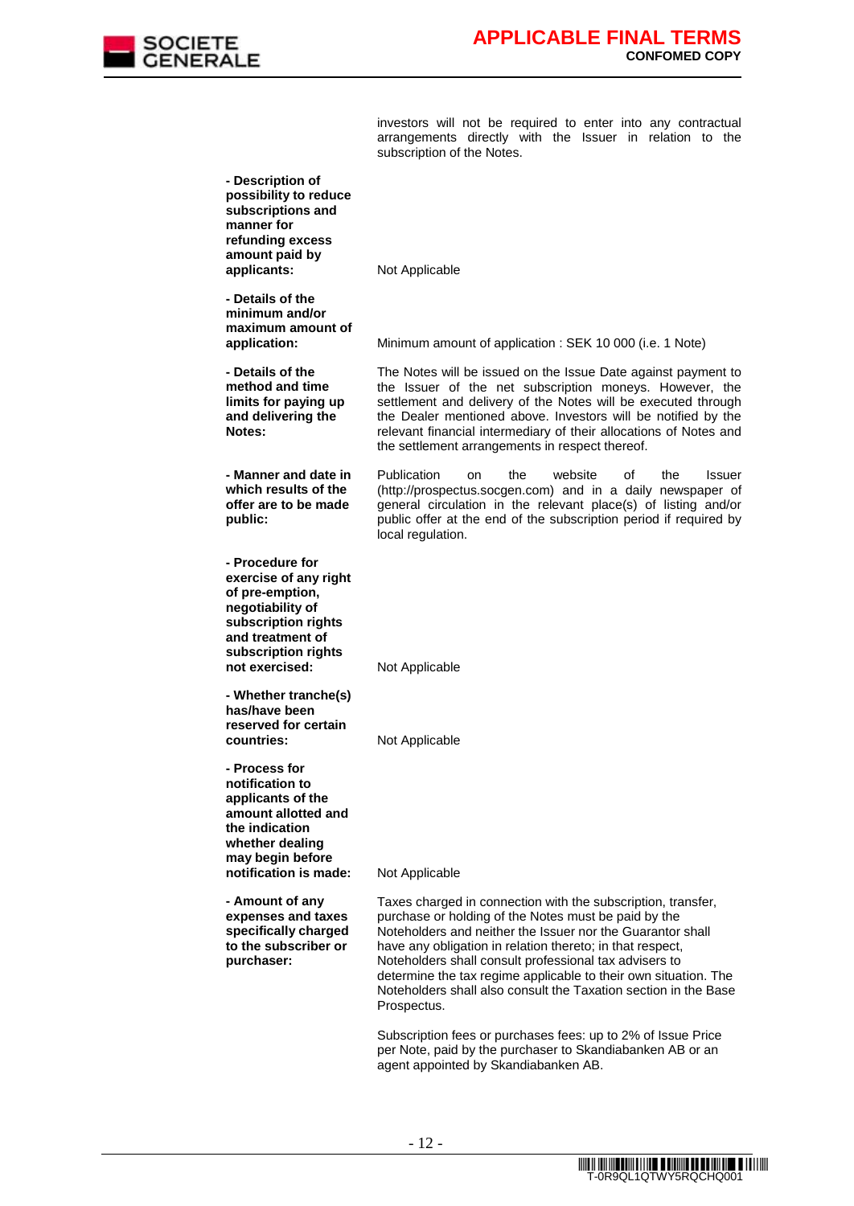investors will not be required to enter into any contractual arrangements directly with the Issuer in relation to the subscription of the Notes.

| | |
|---|---|
| **- Description of possibility to reduce subscriptions and manner for refunding excess amount paid by applicants:** | Not Applicable |
| **- Details of the minimum and/or maximum amount of application:** | Minimum amount of application : SEK 10 000 (i.e. 1 Note) |
| **- Details of the method and time limits for paying up and delivering the Notes:** | The Notes will be issued on the Issue Date against payment to the Issuer of the net subscription moneys. However, the settlement and delivery of the Notes will be executed through the Dealer mentioned above. Investors will be notified by the relevant financial intermediary of their allocations of Notes and the settlement arrangements in respect thereof. |
| **- Manner and date in which results of the offer are to be made public:** | Publication on the website of the Issuer (http://prospectus.socgen.com) and in a daily newspaper of general circulation in the relevant place(s) of listing and/or public offer at the end of the subscription period if required by local regulation. |
| **- Procedure for exercise of any right of pre-emption, negotiability of subscription rights and treatment of subscription rights not exercised:** | Not Applicable |
| **- Whether tranche(s) has/have been reserved for certain countries:** | Not Applicable |
| **- Process for notification to applicants of the amount allotted and the indication whether dealing may begin before notification is made:** | Not Applicable |
| **- Amount of any expenses and taxes specifically charged to the subscriber or purchaser:** | Taxes charged in connection with the subscription, transfer, purchase or holding of the Notes must be paid by the Noteholders and neither the Issuer nor the Guarantor shall have any obligation in relation thereto; in that respect, Noteholders shall consult professional tax advisers to determine the tax regime applicable to their own situation. The Noteholders shall also consult the Taxation section in the Base Prospectus.<br><br>Subscription fees or purchases fees: up to 2% of Issue Price per Note, paid by the purchaser to Skandiabanken AB or an agent appointed by Skandiabanken AB. |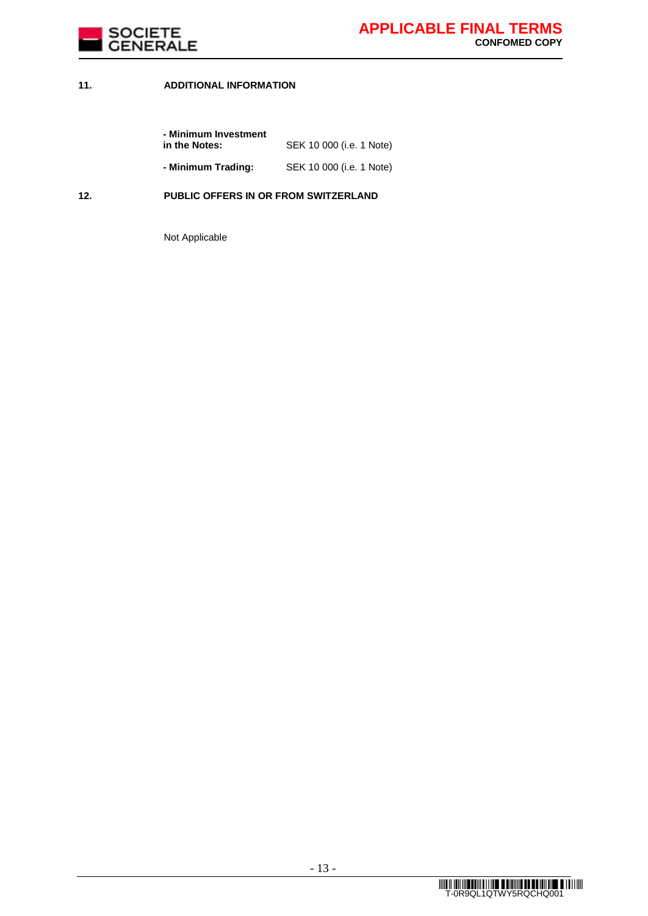## 11. ADDITIONAL INFORMATION

| | |
|---|---|
| **- Minimum Investment in the Notes:** | SEK 10 000 (i.e. 1 Note) |
| **- Minimum Trading:** | SEK 10 000 (i.e. 1 Note) |

## 12. PUBLIC OFFERS IN OR FROM SWITZERLAND

Not Applicable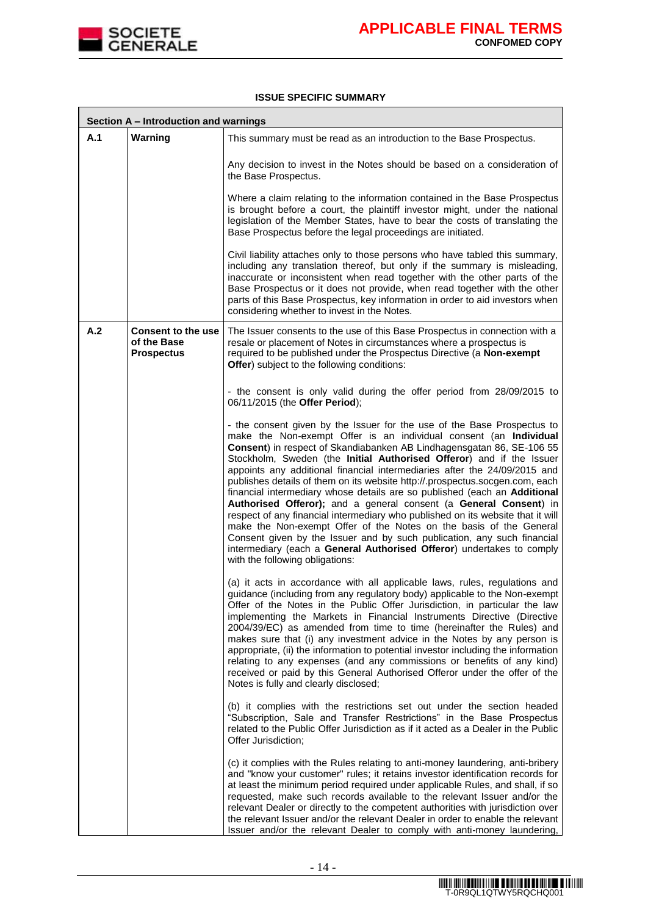**ISSUE SPECIFIC SUMMARY**

| Section A – Introduction and warnings | | |
|---|---|---|
| **A.1** | **Warning** | This summary must be read as an introduction to the Base Prospectus.<br><br>Any decision to invest in the Notes should be based on a consideration of the Base Prospectus.<br><br>Where a claim relating to the information contained in the Base Prospectus is brought before a court, the plaintiff investor might, under the national legislation of the Member States, have to bear the costs of translating the Base Prospectus before the legal proceedings are initiated.<br><br>Civil liability attaches only to those persons who have tabled this summary, including any translation thereof, but only if the summary is misleading, inaccurate or inconsistent when read together with the other parts of the Base Prospectus or it does not provide, when read together with the other parts of this Base Prospectus, key information in order to aid investors when considering whether to invest in the Notes. |
| **A.2** | **Consent to the use of the Base Prospectus** | The Issuer consents to the use of this Base Prospectus in connection with a resale or placement of Notes in circumstances where a prospectus is required to be published under the Prospectus Directive (a **Non-exempt Offer**) subject to the following conditions:<br><br>- the consent is only valid during the offer period from 28/09/2015 to 06/11/2015 (the **Offer Period**);<br><br>- the consent given by the Issuer for the use of the Base Prospectus to make the Non-exempt Offer is an individual consent (an **Individual Consent**) in respect of Skandiabanken AB Lindhagensgatan 86, SE-106 55 Stockholm, Sweden (the **Initial Authorised Offeror**) and if the Issuer appoints any additional financial intermediaries after the 24/09/2015 and publishes details of them on its website http://.prospectus.socgen.com, each financial intermediary whose details are so published (each an **Additional Authorised Offeror);** and a general consent (a **General Consent**) in respect of any financial intermediary who published on its website that it will make the Non-exempt Offer of the Notes on the basis of the General Consent given by the Issuer and by such publication, any such financial intermediary (each a **General Authorised Offeror**) undertakes to comply with the following obligations:<br><br>(a) it acts in accordance with all applicable laws, rules, regulations and guidance (including from any regulatory body) applicable to the Non-exempt Offer of the Notes in the Public Offer Jurisdiction, in particular the law implementing the Markets in Financial Instruments Directive (Directive 2004/39/EC) as amended from time to time (hereinafter the Rules) and makes sure that (i) any investment advice in the Notes by any person is appropriate, (ii) the information to potential investor including the information relating to any expenses (and any commissions or benefits of any kind) received or paid by this General Authorised Offeror under the offer of the Notes is fully and clearly disclosed;<br><br>(b) it complies with the restrictions set out under the section headed "Subscription, Sale and Transfer Restrictions" in the Base Prospectus related to the Public Offer Jurisdiction as if it acted as a Dealer in the Public Offer Jurisdiction;<br><br>(c) it complies with the Rules relating to anti-money laundering, anti-bribery and "know your customer" rules; it retains investor identification records for at least the minimum period required under applicable Rules, and shall, if so requested, make such records available to the relevant Issuer and/or the relevant Dealer or directly to the competent authorities with jurisdiction over the relevant Issuer and/or the relevant Dealer in order to enable the relevant Issuer and/or the relevant Dealer to comply with anti-money laundering, |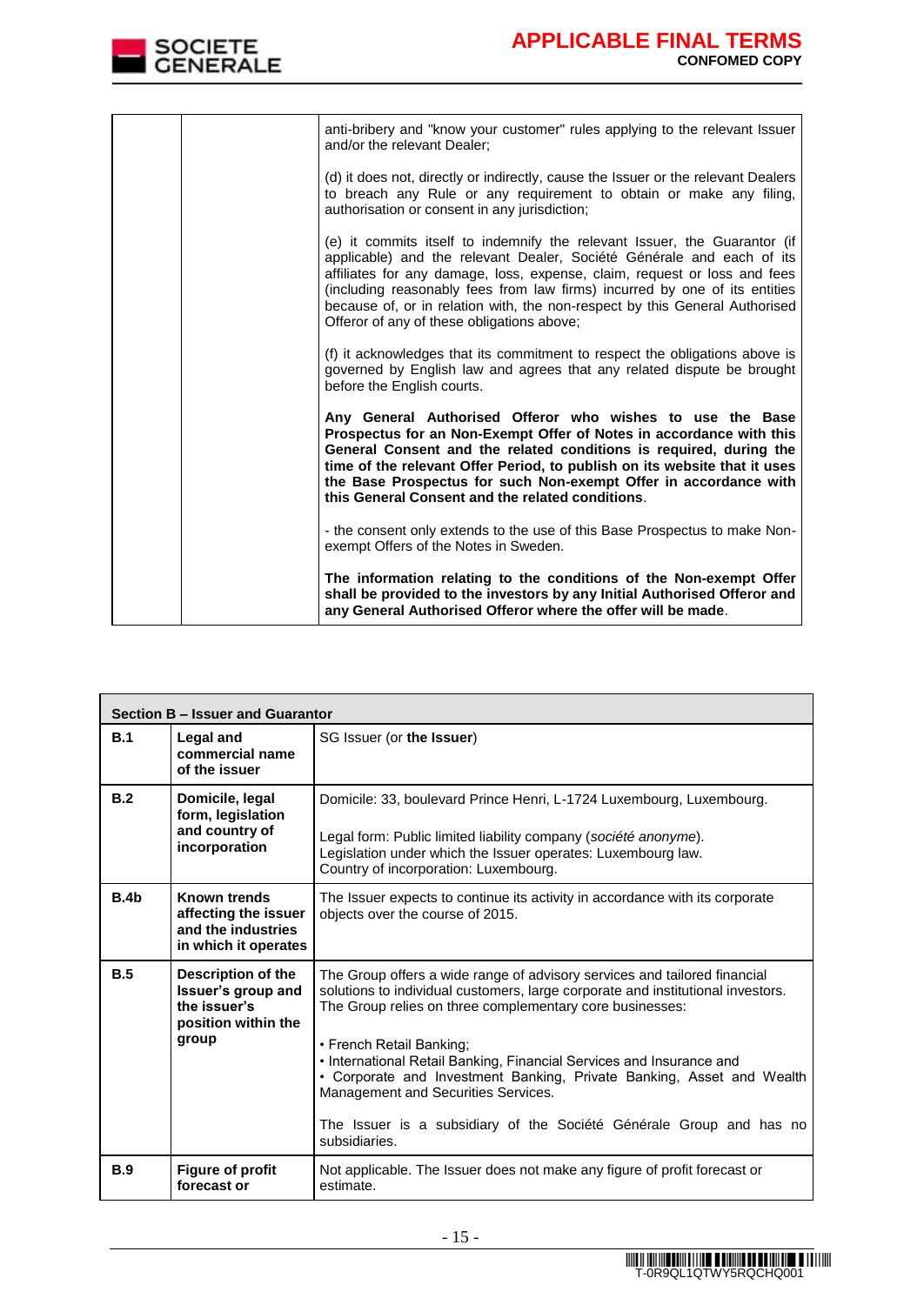| | | |
|---|---|---|
| | | anti-bribery and "know your customer" rules applying to the relevant Issuer and/or the relevant Dealer;<br><br>(d) it does not, directly or indirectly, cause the Issuer or the relevant Dealers to breach any Rule or any requirement to obtain or make any filing, authorisation or consent in any jurisdiction;<br><br>(e) it commits itself to indemnify the relevant Issuer, the Guarantor (if applicable) and the relevant Dealer, Société Générale and each of its affiliates for any damage, loss, expense, claim, request or loss and fees (including reasonably fees from law firms) incurred by one of its entities because of, or in relation with, the non-respect by this General Authorised Offeror of any of these obligations above;<br><br>(f) it acknowledges that its commitment to respect the obligations above is governed by English law and agrees that any related dispute be brought before the English courts.<br><br>**Any General Authorised Offeror who wishes to use the Base Prospectus for an Non-Exempt Offer of Notes in accordance with this General Consent and the related conditions is required, during the time of the relevant Offer Period, to publish on its website that it uses the Base Prospectus for such Non-exempt Offer in accordance with this General Consent and the related conditions**.<br><br>- the consent only extends to the use of this Base Prospectus to make Non-exempt Offers of the Notes in Sweden.<br><br>**The information relating to the conditions of the Non-exempt Offer shall be provided to the investors by any Initial Authorised Offeror and any General Authorised Offeror where the offer will be made**. |

| **Section B – Issuer and Guarantor** | | |
|---|---|---|
| **B.1** | **Legal and commercial name of the issuer** | SG Issuer (or **the Issuer**) |
| **B.2** | **Domicile, legal form, legislation and country of incorporation** | Domicile: 33, boulevard Prince Henri, L-1724 Luxembourg, Luxembourg.<br><br>Legal form: Public limited liability company (*société anonyme*).<br>Legislation under which the Issuer operates: Luxembourg law.<br>Country of incorporation: Luxembourg. |
| **B.4b** | **Known trends affecting the issuer and the industries in which it operates** | The Issuer expects to continue its activity in accordance with its corporate objects over the course of 2015. |
| **B.5** | **Description of the Issuer's group and the issuer's position within the group** | The Group offers a wide range of advisory services and tailored financial solutions to individual customers, large corporate and institutional investors. The Group relies on three complementary core businesses:<br><br>• French Retail Banking;<br>• International Retail Banking, Financial Services and Insurance and<br>• Corporate and Investment Banking, Private Banking, Asset and Wealth Management and Securities Services.<br><br>The Issuer is a subsidiary of the Société Générale Group and has no subsidiaries. |
| **B.9** | **Figure of profit forecast or** | Not applicable. The Issuer does not make any figure of profit forecast or estimate. |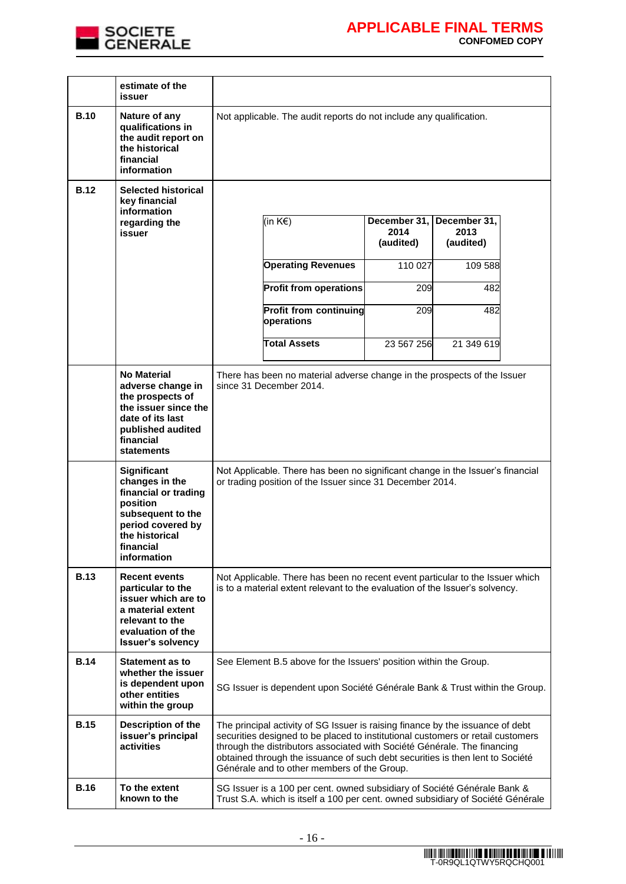| | | |
|---|---|---|
| | **estimate of the issuer** | |
| **B.10** | **Nature of any qualifications in the audit report on the historical financial information** | Not applicable. The audit reports do not include any qualification. |
| **B.12** | **Selected historical key financial information regarding the issuer** | (see table below) |
| | **No Material adverse change in the prospects of the issuer since the date of its last published audited financial statements** | There has been no material adverse change in the prospects of the Issuer since 31 December 2014. |
| | **Significant changes in the financial or trading position subsequent to the period covered by the historical financial information** | Not Applicable. There has been no significant change in the Issuer's financial or trading position of the Issuer since 31 December 2014. |
| **B.13** | **Recent events particular to the issuer which are to a material extent relevant to the evaluation of the Issuer's solvency** | Not Applicable. There has been no recent event particular to the Issuer which is to a material extent relevant to the evaluation of the Issuer's solvency. |
| **B.14** | **Statement as to whether the issuer is dependent upon other entities within the group** | See Element B.5 above for the Issuers' position within the Group. SG Issuer is dependent upon Société Générale Bank & Trust within the Group. |
| **B.15** | **Description of the issuer's principal activities** | The principal activity of SG Issuer is raising finance by the issuance of debt securities designed to be placed to institutional customers or retail customers through the distributors associated with Société Générale. The financing obtained through the issuance of such debt securities is then lent to Société Générale and to other members of the Group. |
| **B.16** | **To the extent known to the** | SG Issuer is a 100 per cent. owned subsidiary of Société Générale Bank & Trust S.A. which is itself a 100 per cent. owned subsidiary of Société Générale |

B.12 – Selected historical key financial information regarding the issuer:

| (in K€) | December 31, 2014 (audited) | December 31, 2013 (audited) |
|---|---|---|
| **Operating Revenues** | 110 027 | 109 588 |
| **Profit from operations** | 209 | 482 |
| **Profit from continuing operations** | 209 | 482 |
| **Total Assets** | 23 567 256 | 21 349 619 |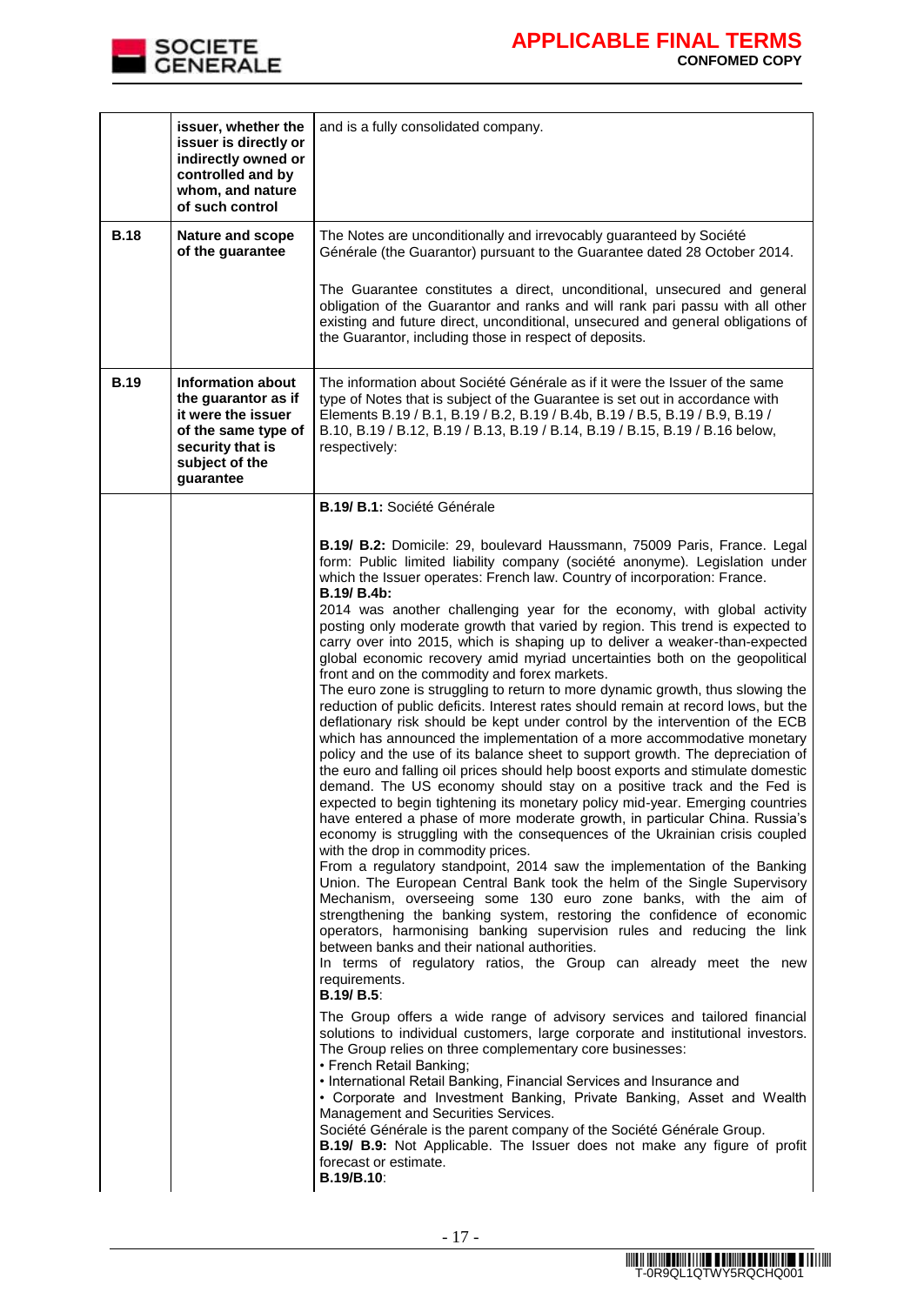| | | |
|---|---|---|
| | **issuer, whether the issuer is directly or indirectly owned or controlled and by whom, and nature of such control** | and is a fully consolidated company. |
| **B.18** | **Nature and scope of the guarantee** | The Notes are unconditionally and irrevocably guaranteed by Société Générale (the Guarantor) pursuant to the Guarantee dated 28 October 2014.<br><br>The Guarantee constitutes a direct, unconditional, unsecured and general obligation of the Guarantor and ranks and will rank pari passu with all other existing and future direct, unconditional, unsecured and general obligations of the Guarantor, including those in respect of deposits. |
| **B.19** | **Information about the guarantor as if it were the issuer of the same type of security that is subject of the guarantee** | The information about Société Générale as if it were the Issuer of the same type of Notes that is subject of the Guarantee is set out in accordance with Elements B.19 / B.1, B.19 / B.2, B.19 / B.4b, B.19 / B.5, B.19 / B.9, B.19 / B.10, B.19 / B.12, B.19 / B.13, B.19 / B.14, B.19 / B.15, B.19 / B.16 below, respectively: |
| | | **B.19/ B.1:** Société Générale<br><br>**B.19/ B.2:** Domicile: 29, boulevard Haussmann, 75009 Paris, France. Legal form: Public limited liability company (société anonyme). Legislation under which the Issuer operates: French law. Country of incorporation: France.<br>**B.19/ B.4b:**<br>2014 was another challenging year for the economy, with global activity posting only moderate growth that varied by region. This trend is expected to carry over into 2015, which is shaping up to deliver a weaker-than-expected global economic recovery amid myriad uncertainties both on the geopolitical front and on the commodity and forex markets.<br>The euro zone is struggling to return to more dynamic growth, thus slowing the reduction of public deficits. Interest rates should remain at record lows, but the deflationary risk should be kept under control by the intervention of the ECB which has announced the implementation of a more accommodative monetary policy and the use of its balance sheet to support growth. The depreciation of the euro and falling oil prices should help boost exports and stimulate domestic demand. The US economy should stay on a positive track and the Fed is expected to begin tightening its monetary policy mid-year. Emerging countries have entered a phase of more moderate growth, in particular China. Russia's economy is struggling with the consequences of the Ukrainian crisis coupled with the drop in commodity prices.<br>From a regulatory standpoint, 2014 saw the implementation of the Banking Union. The European Central Bank took the helm of the Single Supervisory Mechanism, overseeing some 130 euro zone banks, with the aim of strengthening the banking system, restoring the confidence of economic operators, harmonising banking supervision rules and reducing the link between banks and their national authorities.<br>In terms of regulatory ratios, the Group can already meet the new requirements.<br>**B.19/ B.5**:<br>The Group offers a wide range of advisory services and tailored financial solutions to individual customers, large corporate and institutional investors. The Group relies on three complementary core businesses:<br>• French Retail Banking;<br>• International Retail Banking, Financial Services and Insurance and<br>• Corporate and Investment Banking, Private Banking, Asset and Wealth Management and Securities Services.<br>Société Générale is the parent company of the Société Générale Group.<br>**B.19/ B.9:** Not Applicable. The Issuer does not make any figure of profit forecast or estimate.<br>**B.19/B.10**: |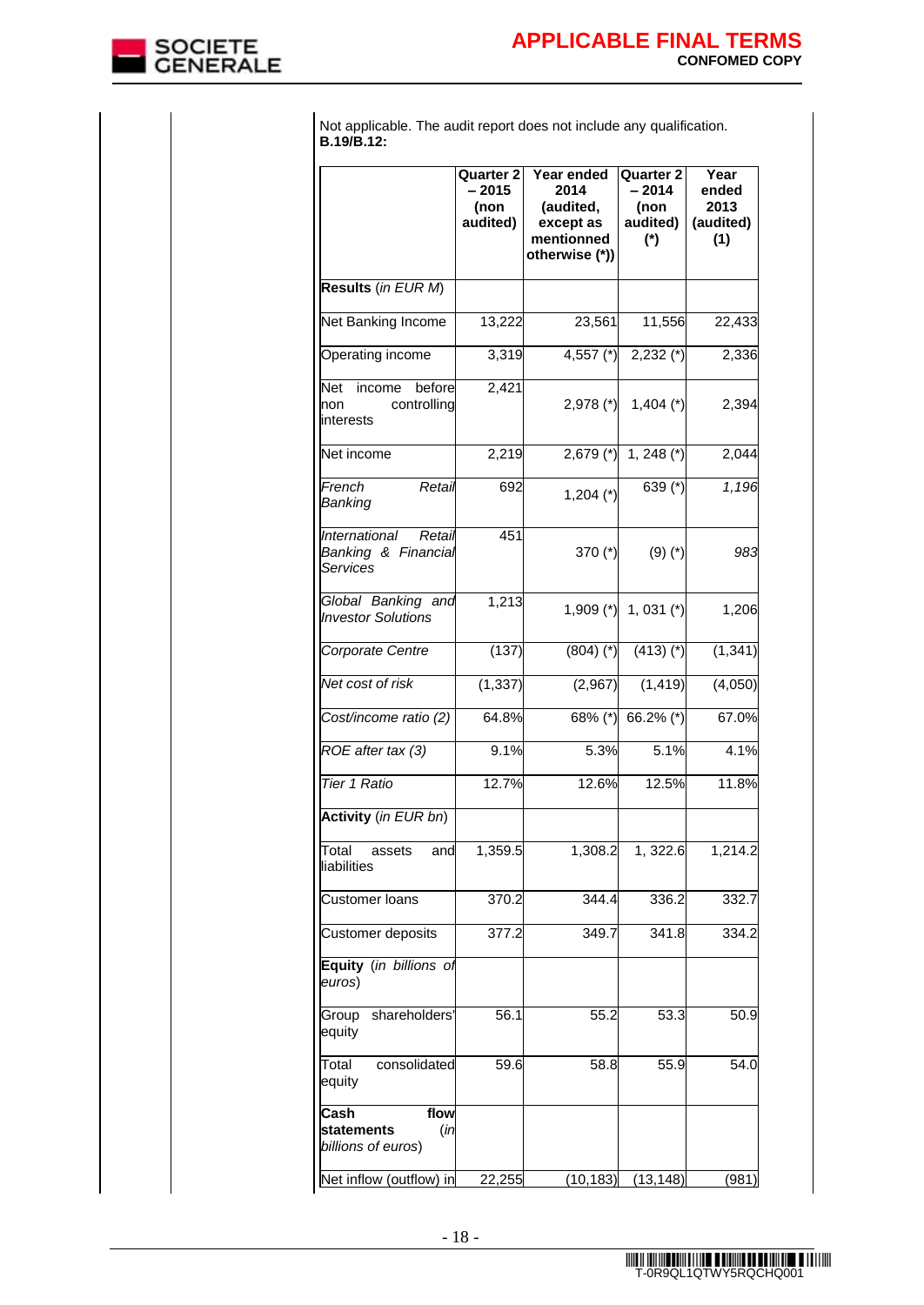Not applicable. The audit report does not include any qualification.

**B.19/B.12:**

| | **Quarter 2 – 2015 (non audited)** | **Year ended 2014 (audited, except as mentionned otherwise (*))** | **Quarter 2 – 2014 (non audited) (*)** | **Year ended 2013 (audited) (1)** |
|---|---|---|---|---|
| **Results** *(in EUR M)* | | | | |
| Net Banking Income | 13,222 | 23,561 | 11,556 | 22,433 |
| Operating income | 3,319 | 4,557 (*) | 2,232 (*) | 2,336 |
| Net income before non controlling interests | 2,421 | 2,978 (*) | 1,404 (*) | 2,394 |
| Net income | 2,219 | 2,679 (*) | 1, 248 (*) | 2,044 |
| *French Retail Banking* | 692 | 1,204 (*) | 639 (*) | *1,196* |
| *International Retail Banking & Financial Services* | 451 | 370 (*) | (9) (*) | *983* |
| *Global Banking and Investor Solutions* | 1,213 | 1,909 (*) | 1, 031 (*) | 1,206 |
| *Corporate Centre* | (137) | (804) (*) | (413) (*) | (1,341) |
| *Net cost of risk* | (1,337) | (2,967) | (1,419) | (4,050) |
| *Cost/income ratio (2)* | 64.8% | 68% (*) | 66.2% (*) | 67.0% |
| *ROE after tax (3)* | 9.1% | 5.3% | 5.1% | 4.1% |
| *Tier 1 Ratio* | 12.7% | 12.6% | 12.5% | 11.8% |
| **Activity** *(in EUR bn)* | | | | |
| Total assets and liabilities | 1,359.5 | 1,308.2 | 1, 322.6 | 1,214.2 |
| Customer loans | 370.2 | 344.4 | 336.2 | 332.7 |
| Customer deposits | 377.2 | 349.7 | 341.8 | 334.2 |
| **Equity** *(in billions of euros)* | | | | |
| Group shareholders' equity | 56.1 | 55.2 | 53.3 | 50.9 |
| Total consolidated equity | 59.6 | 58.8 | 55.9 | 54.0 |
| **Cash flow statements** *(in billions of euros)* | | | | |
| Net inflow (outflow) in | 22,255 | (10,183) | (13,148) | (981) |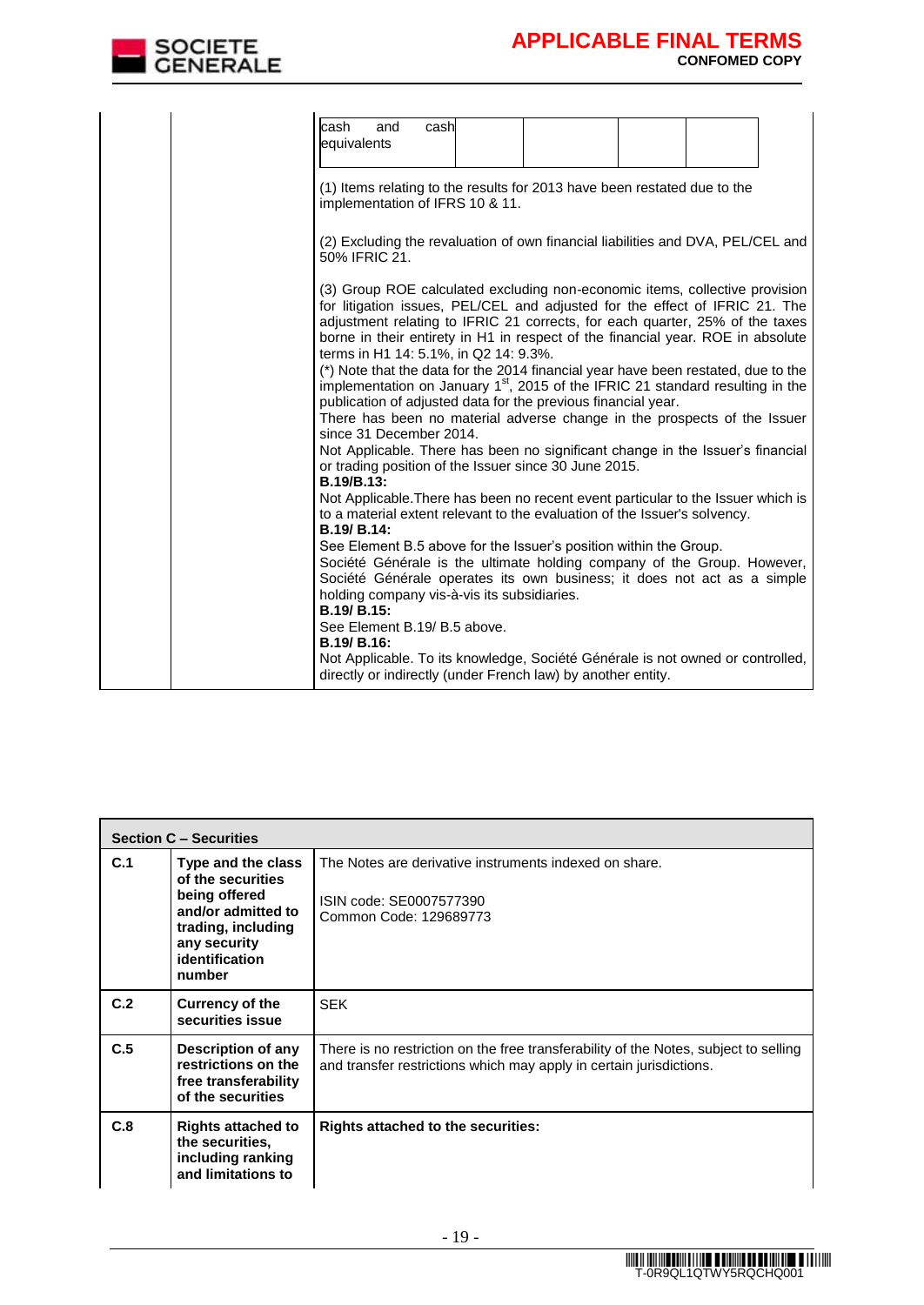| | | |
|---|---|---|
| | | cash and cash equivalents |  |  |  |  |<br><br>(1) Items relating to the results for 2013 have been restated due to the implementation of IFRS 10 & 11.<br><br>(2) Excluding the revaluation of own financial liabilities and DVA, PEL/CEL and 50% IFRIC 21.<br><br>(3) Group ROE calculated excluding non-economic items, collective provision for litigation issues, PEL/CEL and adjusted for the effect of IFRIC 21. The adjustment relating to IFRIC 21 corrects, for each quarter, 25% of the taxes borne in their entirety in H1 in respect of the financial year. ROE in absolute terms in H1 14: 5.1%, in Q2 14: 9.3%.<br>(*) Note that the data for the 2014 financial year have been restated, due to the implementation on January 1st, 2015 of the IFRIC 21 standard resulting in the publication of adjusted data for the previous financial year.<br>There has been no material adverse change in the prospects of the Issuer since 31 December 2014.<br>Not Applicable. There has been no significant change in the Issuer's financial or trading position of the Issuer since 30 June 2015.<br>**B.19/B.13:**<br>Not Applicable.There has been no recent event particular to the Issuer which is to a material extent relevant to the evaluation of the Issuer's solvency.<br>**B.19/ B.14:**<br>See Element B.5 above for the Issuer's position within the Group.<br>Société Générale is the ultimate holding company of the Group. However, Société Générale operates its own business; it does not act as a simple holding company vis-à-vis its subsidiaries.<br>**B.19/ B.15:**<br>See Element B.19/ B.5 above.<br>**B.19/ B.16:**<br>Not Applicable. To its knowledge, Société Générale is not owned or controlled, directly or indirectly (under French law) by another entity. |

| **Section C – Securities** | | |
|---|---|---|
| **C.1** | **Type and the class of the securities being offered and/or admitted to trading, including any security identification number** | The Notes are derivative instruments indexed on share.<br><br>ISIN code: SE0007577390<br>Common Code: 129689773 |
| **C.2** | **Currency of the securities issue** | SEK |
| **C.5** | **Description of any restrictions on the free transferability of the securities** | There is no restriction on the free transferability of the Notes, subject to selling and transfer restrictions which may apply in certain jurisdictions. |
| **C.8** | **Rights attached to the securities, including ranking and limitations to** | **Rights attached to the securities:** |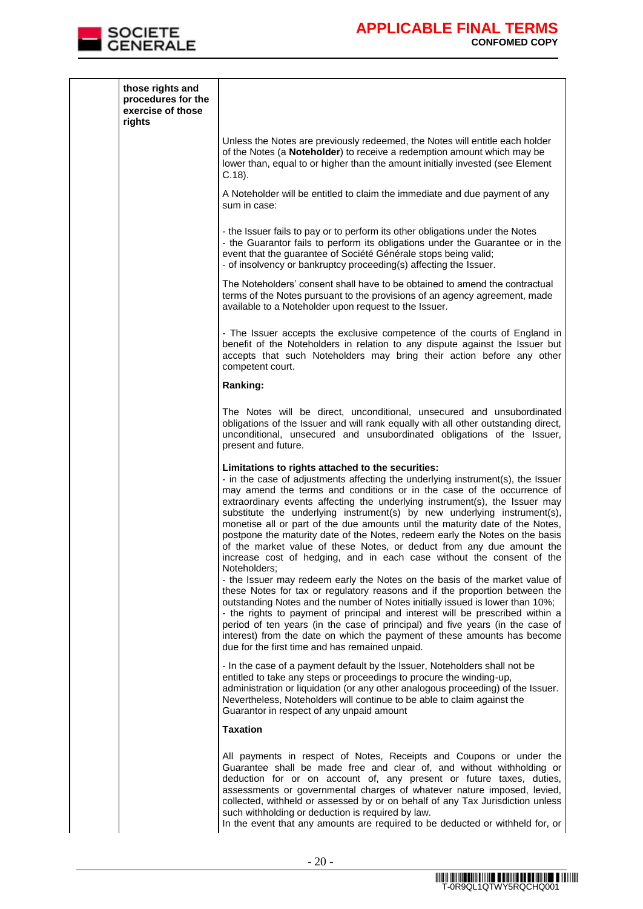| | | |
|---|---|---|
| | **those rights and procedures for the exercise of those rights** | Unless the Notes are previously redeemed, the Notes will entitle each holder of the Notes (a **Noteholder**) to receive a redemption amount which may be lower than, equal to or higher than the amount initially invested (see Element C.18).<br><br>A Noteholder will be entitled to claim the immediate and due payment of any sum in case:<br><br>- the Issuer fails to pay or to perform its other obligations under the Notes<br>- the Guarantor fails to perform its obligations under the Guarantee or in the event that the guarantee of Société Générale stops being valid;<br>- of insolvency or bankruptcy proceeding(s) affecting the Issuer.<br><br>The Noteholders' consent shall have to be obtained to amend the contractual terms of the Notes pursuant to the provisions of an agency agreement, made available to a Noteholder upon request to the Issuer.<br><br>- The Issuer accepts the exclusive competence of the courts of England in benefit of the Noteholders in relation to any dispute against the Issuer but accepts that such Noteholders may bring their action before any other competent court.<br><br>**Ranking:**<br><br>The Notes will be direct, unconditional, unsecured and unsubordinated obligations of the Issuer and will rank equally with all other outstanding direct, unconditional, unsecured and unsubordinated obligations of the Issuer, present and future.<br><br>**Limitations to rights attached to the securities:**<br>- in the case of adjustments affecting the underlying instrument(s), the Issuer may amend the terms and conditions or in the case of the occurrence of extraordinary events affecting the underlying instrument(s), the Issuer may substitute the underlying instrument(s) by new underlying instrument(s), monetise all or part of the due amounts until the maturity date of the Notes, postpone the maturity date of the Notes, redeem early the Notes on the basis of the market value of these Notes, or deduct from any due amount the increase cost of hedging, and in each case without the consent of the Noteholders;<br>- the Issuer may redeem early the Notes on the basis of the market value of these Notes for tax or regulatory reasons and if the proportion between the outstanding Notes and the number of Notes initially issued is lower than 10%;<br>- the rights to payment of principal and interest will be prescribed within a period of ten years (in the case of principal) and five years (in the case of interest) from the date on which the payment of these amounts has become due for the first time and has remained unpaid.<br><br>- In the case of a payment default by the Issuer, Noteholders shall not be entitled to take any steps or proceedings to procure the winding-up, administration or liquidation (or any other analogous proceeding) of the Issuer. Nevertheless, Noteholders will continue to be able to claim against the Guarantor in respect of any unpaid amount<br><br>**Taxation**<br><br>All payments in respect of Notes, Receipts and Coupons or under the Guarantee shall be made free and clear of, and without withholding or deduction for or on account of, any present or future taxes, duties, assessments or governmental charges of whatever nature imposed, levied, collected, withheld or assessed by or on behalf of any Tax Jurisdiction unless such withholding or deduction is required by law.<br>In the event that any amounts are required to be deducted or withheld for, or |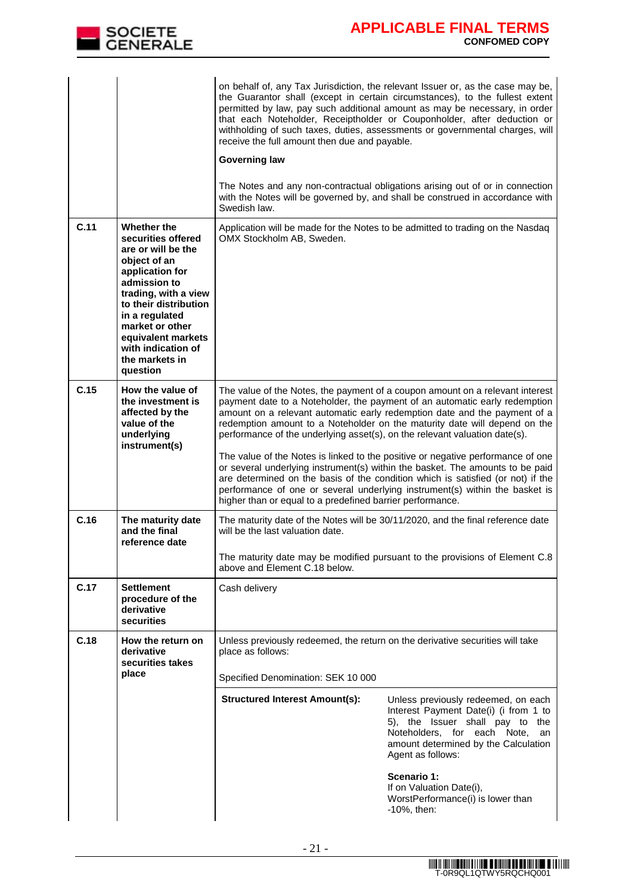| | | |
|---|---|---|
| | | on behalf of, any Tax Jurisdiction, the relevant Issuer or, as the case may be, the Guarantor shall (except in certain circumstances), to the fullest extent permitted by law, pay such additional amount as may be necessary, in order that each Noteholder, Receiptholder or Couponholder, after deduction or withholding of such taxes, duties, assessments or governmental charges, will receive the full amount then due and payable.<br><br>**Governing law**<br><br>The Notes and any non-contractual obligations arising out of or in connection with the Notes will be governed by, and shall be construed in accordance with Swedish law. |
| **C.11** | **Whether the securities offered are or will be the object of an application for admission to trading, with a view to their distribution in a regulated market or other equivalent markets with indication of the markets in question** | Application will be made for the Notes to be admitted to trading on the Nasdaq OMX Stockholm AB, Sweden. |
| **C.15** | **How the value of the investment is affected by the value of the underlying instrument(s)** | The value of the Notes, the payment of a coupon amount on a relevant interest payment date to a Noteholder, the payment of an automatic early redemption amount on a relevant automatic early redemption date and the payment of a redemption amount to a Noteholder on the maturity date will depend on the performance of the underlying asset(s), on the relevant valuation date(s).<br><br>The value of the Notes is linked to the positive or negative performance of one or several underlying instrument(s) within the basket. The amounts to be paid are determined on the basis of the condition which is satisfied (or not) if the performance of one or several underlying instrument(s) within the basket is higher than or equal to a predefined barrier performance. |
| **C.16** | **The maturity date and the final reference date** | The maturity date of the Notes will be 30/11/2020, and the final reference date will be the last valuation date.<br><br>The maturity date may be modified pursuant to the provisions of Element C.8 above and Element C.18 below. |
| **C.17** | **Settlement procedure of the derivative securities** | Cash delivery |
| **C.18** | **How the return on derivative securities takes place** | Unless previously redeemed, the return on the derivative securities will take place as follows:<br><br>Specified Denomination: SEK 10 000<br><br>**Structured Interest Amount(s):** Unless previously redeemed, on each Interest Payment Date(i) (i from 1 to 5), the Issuer shall pay to the Noteholders, for each Note, an amount determined by the Calculation Agent as follows:<br><br>**Scenario 1:**<br>If on Valuation Date(i), WorstPerformance(i) is lower than -10%, then: |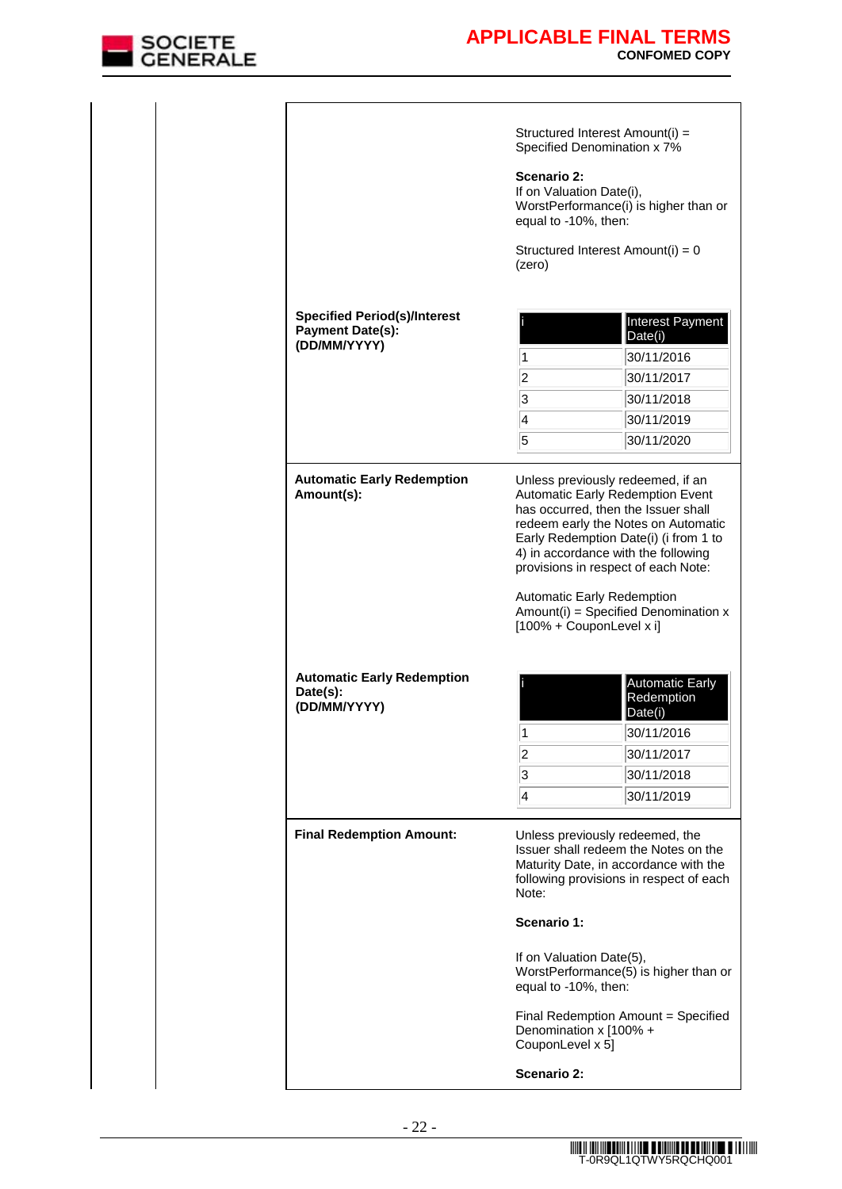Structured Interest Amount(i) = Specified Denomination x 7%

**Scenario 2:**
If on Valuation Date(i), WorstPerformance(i) is higher than or equal to -10%, then:

Structured Interest Amount(i) = 0 (zero)

**Specified Period(s)/Interest Payment Date(s): (DD/MM/YYYY)**

| i | Interest Payment Date(i) |
|---|---|
| 1 | 30/11/2016 |
| 2 | 30/11/2017 |
| 3 | 30/11/2018 |
| 4 | 30/11/2019 |
| 5 | 30/11/2020 |

**Automatic Early Redemption Amount(s):**

Unless previously redeemed, if an Automatic Early Redemption Event has occurred, then the Issuer shall redeem early the Notes on Automatic Early Redemption Date(i) (i from 1 to 4) in accordance with the following provisions in respect of each Note:

Automatic Early Redemption Amount(i) = Specified Denomination x [100% + CouponLevel x i]

**Automatic Early Redemption Date(s): (DD/MM/YYYY)**

| i | Automatic Early Redemption Date(i) |
|---|---|
| 1 | 30/11/2016 |
| 2 | 30/11/2017 |
| 3 | 30/11/2018 |
| 4 | 30/11/2019 |

**Final Redemption Amount:**

Unless previously redeemed, the Issuer shall redeem the Notes on the Maturity Date, in accordance with the following provisions in respect of each Note:

**Scenario 1:**

If on Valuation Date(5), WorstPerformance(5) is higher than or equal to -10%, then:

Final Redemption Amount = Specified Denomination x [100% + CouponLevel x 5]

**Scenario 2:**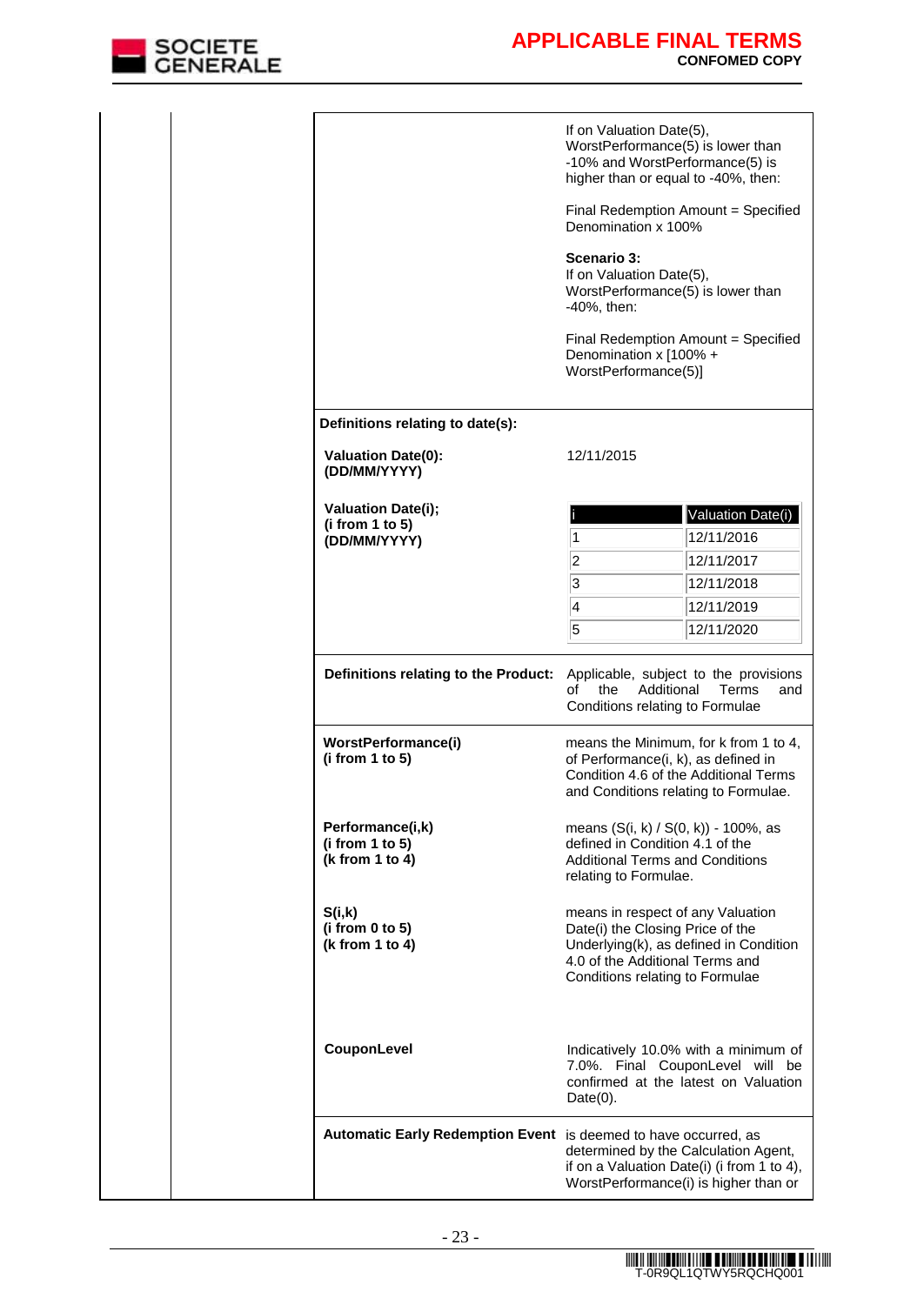| | |
|---|---|
| | If on Valuation Date(5), WorstPerformance(5) is lower than -10% and WorstPerformance(5) is higher than or equal to -40%, then:<br><br>Final Redemption Amount = Specified Denomination x 100%<br><br>**Scenario 3:**<br>If on Valuation Date(5), WorstPerformance(5) is lower than -40%, then:<br><br>Final Redemption Amount = Specified Denomination x [100% + WorstPerformance(5)] |
| **Definitions relating to date(s):** | |
| **Valuation Date(0): (DD/MM/YYYY)** | 12/11/2015 |
| **Valuation Date(i); (i from 1 to 5) (DD/MM/YYYY)** | i / Valuation Date(i):<br>1 – 12/11/2016<br>2 – 12/11/2017<br>3 – 12/11/2018<br>4 – 12/11/2019<br>5 – 12/11/2020 |
| **Definitions relating to the Product:** | Applicable, subject to the provisions of the Additional Terms and Conditions relating to Formulae |
| **WorstPerformance(i) (i from 1 to 5)** | means the Minimum, for k from 1 to 4, of Performance(i, k), as defined in Condition 4.6 of the Additional Terms and Conditions relating to Formulae. |
| **Performance(i,k) (i from 1 to 5) (k from 1 to 4)** | means (S(i, k) / S(0, k)) - 100%, as defined in Condition 4.1 of the Additional Terms and Conditions relating to Formulae. |
| **S(i,k) (i from 0 to 5) (k from 1 to 4)** | means in respect of any Valuation Date(i) the Closing Price of the Underlying(k), as defined in Condition 4.0 of the Additional Terms and Conditions relating to Formulae |
| **CouponLevel** | Indicatively 10.0% with a minimum of 7.0%. Final CouponLevel will be confirmed at the latest on Valuation Date(0). |
| **Automatic Early Redemption Event** | is deemed to have occurred, as determined by the Calculation Agent, if on a Valuation Date(i) (i from 1 to 4), WorstPerformance(i) is higher than or |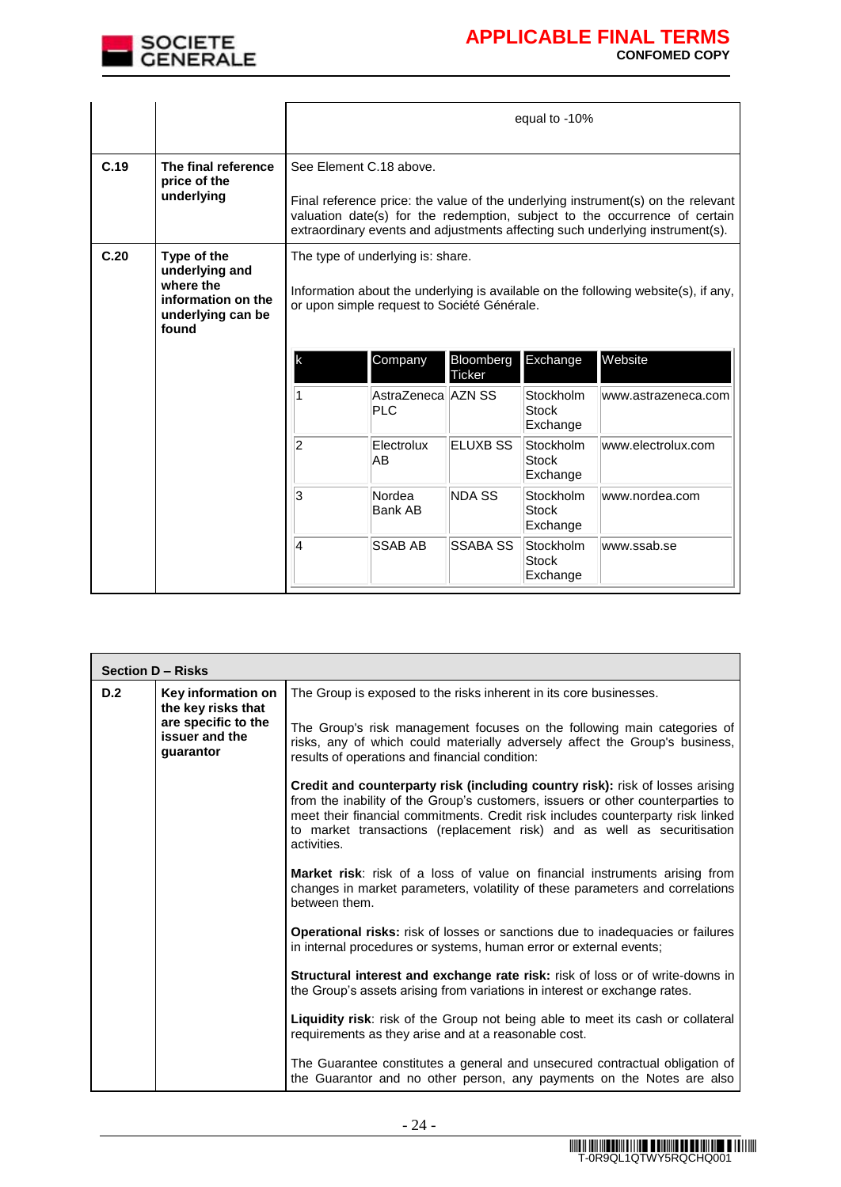| | | |
|---|---|---|
| | | equal to -10% |
| **C.19** | **The final reference price of the underlying** | See Element C.18 above.<br><br>Final reference price: the value of the underlying instrument(s) on the relevant valuation date(s) for the redemption, subject to the occurrence of certain extraordinary events and adjustments affecting such underlying instrument(s). |
| **C.20** | **Type of the underlying and where the information on the underlying can be found** | The type of underlying is: share.<br><br>Information about the underlying is available on the following website(s), if any, or upon simple request to Société Générale. |

| k | Company | Bloomberg Ticker | Exchange | Website |
|---|---|---|---|---|
| 1 | AstraZeneca PLC | AZN SS | Stockholm Stock Exchange | www.astrazeneca.com |
| 2 | Electrolux AB | ELUXB SS | Stockholm Stock Exchange | www.electrolux.com |
| 3 | Nordea Bank AB | NDA SS | Stockholm Stock Exchange | www.nordea.com |
| 4 | SSAB AB | SSABA SS | Stockholm Stock Exchange | www.ssab.se |

| **Section D – Risks** | | |
|---|---|---|
| **D.2** | **Key information on the key risks that are specific to the issuer and the guarantor** | The Group is exposed to the risks inherent in its core businesses.<br><br>The Group's risk management focuses on the following main categories of risks, any of which could materially adversely affect the Group's business, results of operations and financial condition:<br><br>**Credit and counterparty risk (including country risk):** risk of losses arising from the inability of the Group's customers, issuers or other counterparties to meet their financial commitments. Credit risk includes counterparty risk linked to market transactions (replacement risk) and as well as securitisation activities.<br><br>**Market risk**: risk of a loss of value on financial instruments arising from changes in market parameters, volatility of these parameters and correlations between them.<br><br>**Operational risks:** risk of losses or sanctions due to inadequacies or failures in internal procedures or systems, human error or external events;<br><br>**Structural interest and exchange rate risk:** risk of loss or of write-downs in the Group's assets arising from variations in interest or exchange rates.<br><br>**Liquidity risk**: risk of the Group not being able to meet its cash or collateral requirements as they arise and at a reasonable cost.<br><br>The Guarantee constitutes a general and unsecured contractual obligation of the Guarantor and no other person, any payments on the Notes are also |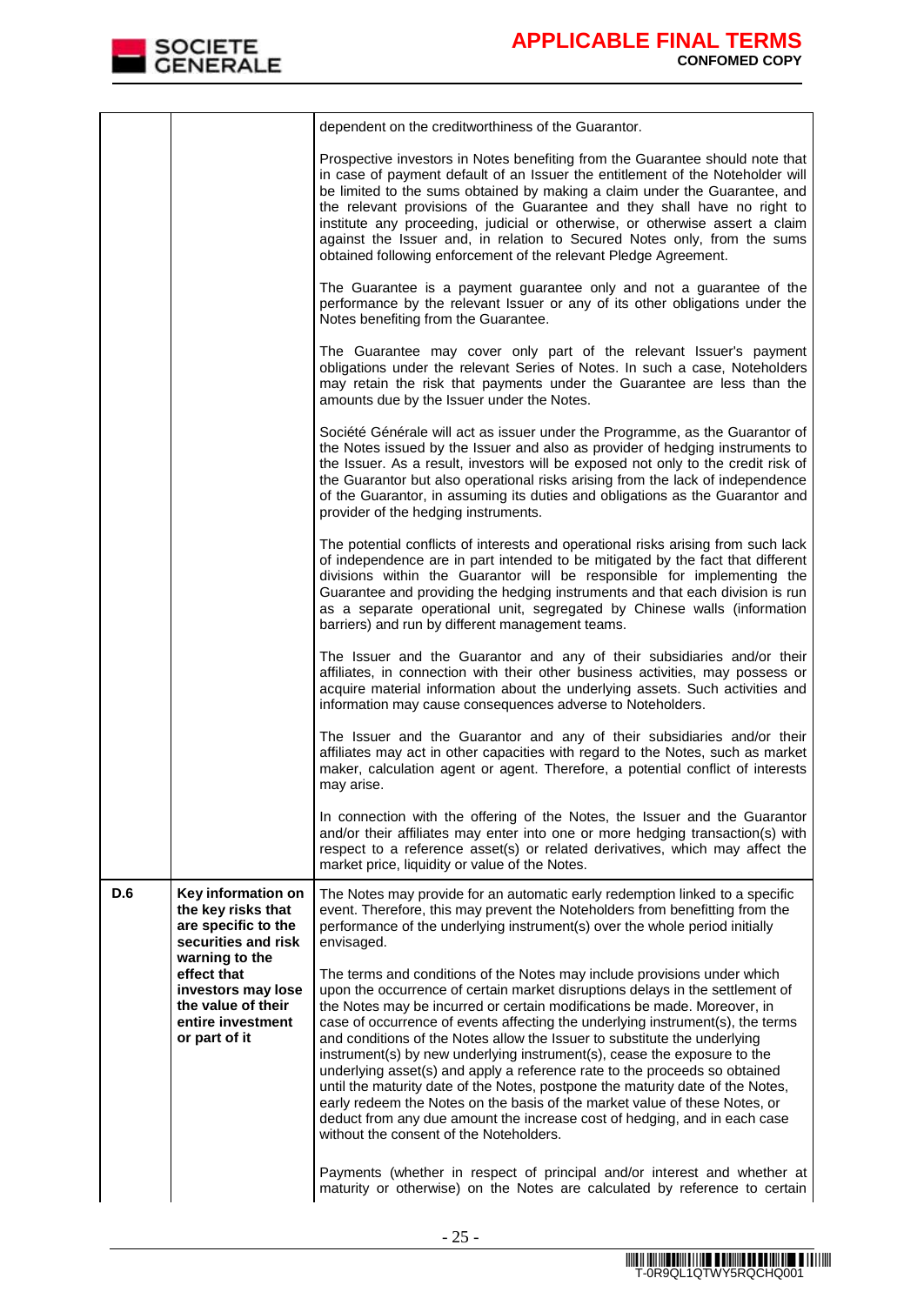| | | |
|---|---|---|
| | | dependent on the creditworthiness of the Guarantor.<br><br>Prospective investors in Notes benefiting from the Guarantee should note that in case of payment default of an Issuer the entitlement of the Noteholder will be limited to the sums obtained by making a claim under the Guarantee, and the relevant provisions of the Guarantee and they shall have no right to institute any proceeding, judicial or otherwise, or otherwise assert a claim against the Issuer and, in relation to Secured Notes only, from the sums obtained following enforcement of the relevant Pledge Agreement.<br><br>The Guarantee is a payment guarantee only and not a guarantee of the performance by the relevant Issuer or any of its other obligations under the Notes benefiting from the Guarantee.<br><br>The Guarantee may cover only part of the relevant Issuer's payment obligations under the relevant Series of Notes. In such a case, Noteholders may retain the risk that payments under the Guarantee are less than the amounts due by the Issuer under the Notes.<br><br>Société Générale will act as issuer under the Programme, as the Guarantor of the Notes issued by the Issuer and also as provider of hedging instruments to the Issuer. As a result, investors will be exposed not only to the credit risk of the Guarantor but also operational risks arising from the lack of independence of the Guarantor, in assuming its duties and obligations as the Guarantor and provider of the hedging instruments.<br><br>The potential conflicts of interests and operational risks arising from such lack of independence are in part intended to be mitigated by the fact that different divisions within the Guarantor will be responsible for implementing the Guarantee and providing the hedging instruments and that each division is run as a separate operational unit, segregated by Chinese walls (information barriers) and run by different management teams.<br><br>The Issuer and the Guarantor and any of their subsidiaries and/or their affiliates, in connection with their other business activities, may possess or acquire material information about the underlying assets. Such activities and information may cause consequences adverse to Noteholders.<br><br>The Issuer and the Guarantor and any of their subsidiaries and/or their affiliates may act in other capacities with regard to the Notes, such as market maker, calculation agent or agent. Therefore, a potential conflict of interests may arise.<br><br>In connection with the offering of the Notes, the Issuer and the Guarantor and/or their affiliates may enter into one or more hedging transaction(s) with respect to a reference asset(s) or related derivatives, which may affect the market price, liquidity or value of the Notes. |
| **D.6** | **Key information on the key risks that are specific to the securities and risk warning to the effect that investors may lose the value of their entire investment or part of it** | The Notes may provide for an automatic early redemption linked to a specific event. Therefore, this may prevent the Noteholders from benefitting from the performance of the underlying instrument(s) over the whole period initially envisaged.<br><br>The terms and conditions of the Notes may include provisions under which upon the occurrence of certain market disruptions delays in the settlement of the Notes may be incurred or certain modifications be made. Moreover, in case of occurrence of events affecting the underlying instrument(s), the terms and conditions of the Notes allow the Issuer to substitute the underlying instrument(s) by new underlying instrument(s), cease the exposure to the underlying asset(s) and apply a reference rate to the proceeds so obtained until the maturity date of the Notes, postpone the maturity date of the Notes, early redeem the Notes on the basis of the market value of these Notes, or deduct from any due amount the increase cost of hedging, and in each case without the consent of the Noteholders.<br><br>Payments (whether in respect of principal and/or interest and whether at maturity or otherwise) on the Notes are calculated by reference to certain |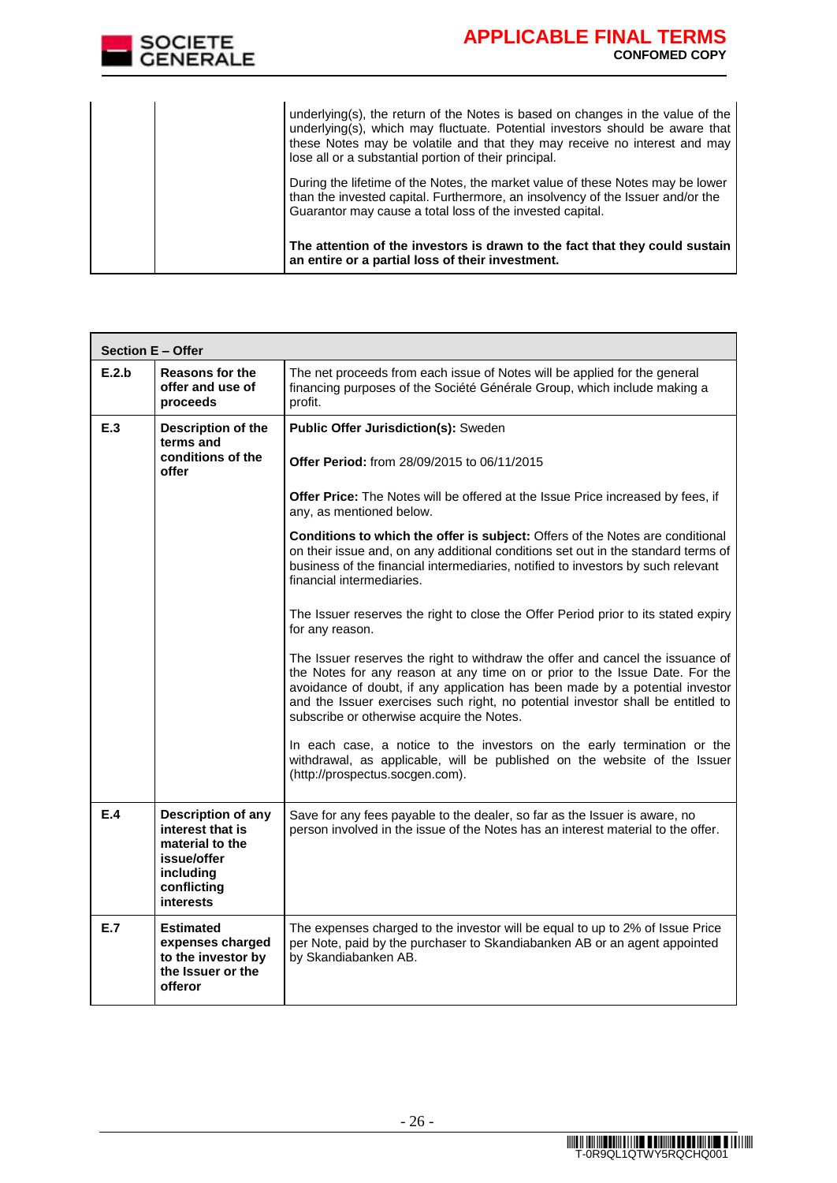| | | |
|---|---|---|
| | | underlying(s), the return of the Notes is based on changes in the value of the underlying(s), which may fluctuate. Potential investors should be aware that these Notes may be volatile and that they may receive no interest and may lose all or a substantial portion of their principal.<br><br>During the lifetime of the Notes, the market value of these Notes may be lower than the invested capital. Furthermore, an insolvency of the Issuer and/or the Guarantor may cause a total loss of the invested capital.<br><br>**The attention of the investors is drawn to the fact that they could sustain an entire or a partial loss of their investment.** |

| **Section E – Offer** | | |
|---|---|---|
| **E.2.b** | **Reasons for the offer and use of proceeds** | The net proceeds from each issue of Notes will be applied for the general financing purposes of the Société Générale Group, which include making a profit. |
| **E.3** | **Description of the terms and conditions of the offer** | **Public Offer Jurisdiction(s):** Sweden<br><br>**Offer Period:** from 28/09/2015 to 06/11/2015<br><br>**Offer Price:** The Notes will be offered at the Issue Price increased by fees, if any, as mentioned below.<br><br>**Conditions to which the offer is subject:** Offers of the Notes are conditional on their issue and, on any additional conditions set out in the standard terms of business of the financial intermediaries, notified to investors by such relevant financial intermediaries.<br><br>The Issuer reserves the right to close the Offer Period prior to its stated expiry for any reason.<br><br>The Issuer reserves the right to withdraw the offer and cancel the issuance of the Notes for any reason at any time on or prior to the Issue Date. For the avoidance of doubt, if any application has been made by a potential investor and the Issuer exercises such right, no potential investor shall be entitled to subscribe or otherwise acquire the Notes.<br><br>In each case, a notice to the investors on the early termination or the withdrawal, as applicable, will be published on the website of the Issuer (http://prospectus.socgen.com). |
| **E.4** | **Description of any interest that is material to the issue/offer including conflicting interests** | Save for any fees payable to the dealer, so far as the Issuer is aware, no person involved in the issue of the Notes has an interest material to the offer. |
| **E.7** | **Estimated expenses charged to the investor by the Issuer or the offeror** | The expenses charged to the investor will be equal to up to 2% of Issue Price per Note, paid by the purchaser to Skandiabanken AB or an agent appointed by Skandiabanken AB. |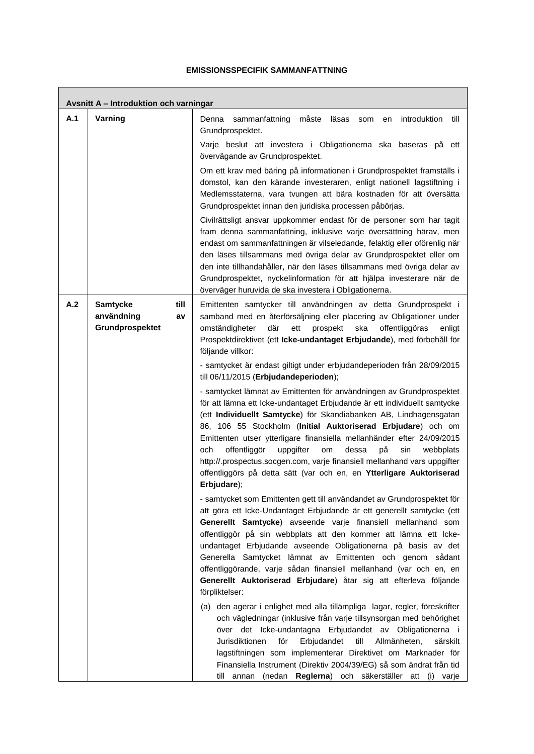# EMISSIONSSPECIFIK SAMMANFATTNING

| Avsnitt A – Introduktion och varningar | | |
|---|---|---|
| **A.1** | **Varning** | Denna sammanfattning måste läsas som en introduktion till Grundprospektet.<br><br>Varje beslut att investera i Obligationerna ska baseras på ett övervägande av Grundprospektet.<br><br>Om ett krav med bäring på informationen i Grundprospektet framställs i domstol, kan den kärande investeraren, enligt nationell lagstiftning i Medlemsstaterna, vara tvungen att bära kostnaden för att översätta Grundprospektet innan den juridiska processen påbörjas.<br><br>Civilrättsligt ansvar uppkommer endast för de personer som har tagit fram denna sammanfattning, inklusive varje översättning härav, men endast om sammanfattningen är vilseledande, felaktig eller oförenlig när den läses tillsammans med övriga delar av Grundprospektet eller om den inte tillhandahåller, när den läses tillsammans med övriga delar av Grundprospektet, nyckelinformation för att hjälpa investerare när de överväger huruvida de ska investera i Obligationerna. |
| **A.2** | **Samtycke till användning av Grundprospektet** | Emittenten samtycker till användningen av detta Grundprospekt i samband med en återförsäljning eller placering av Obligationer under omständigheter där ett prospekt ska offentliggöras enligt Prospektdirektivet (ett **Icke-undantaget Erbjudande**), med förbehåll för följande villkor:<br><br>- samtycket är endast giltigt under erbjudandeperioden från 28/09/2015 till 06/11/2015 (**Erbjudandeperioden**);<br><br>- samtycket lämnat av Emittenten för användningen av Grundprospektet för att lämna ett Icke-undantaget Erbjudande är ett individuellt samtycke (ett **Individuellt Samtycke**) för Skandiabanken AB, Lindhagensgatan 86, 106 55 Stockholm (**Initial Auktoriserad Erbjudare**) och om Emittenten utser ytterligare finansiella mellanhänder efter 24/09/2015 och offentliggör uppgifter om dessa på sin webbplats http://.prospectus.socgen.com, varje finansiell mellanhand vars uppgifter offentliggörs på detta sätt (var och en, en **Ytterligare Auktoriserad Erbjudare**);<br><br>- samtycket som Emittenten gett till användandet av Grundprospektet för att göra ett Icke-Undantaget Erbjudande är ett generellt samtycke (ett **Generellt Samtycke**) avseende varje finansiell mellanhand som offentliggör på sin webbplats att den kommer att lämna ett Icke-undantaget Erbjudande avseende Obligationerna på basis av det Generella Samtycket lämnat av Emittenten och genom sådant offentliggörande, varje sådan finansiell mellanhand (var och en, en **Generellt Auktoriserad Erbjudare**) åtar sig att efterleva följande förpliktelser:<br><br>(a) den agerar i enlighet med alla tillämpliga lagar, regler, föreskrifter och vägledningar (inklusive från varje tillsynsorgan med behörighet över det Icke-undantagna Erbjudandet av Obligationerna i Jurisdiktionen för Erbjudandet till Allmänheten, särskilt lagstiftningen som implementerar Direktivet om Marknader för Finansiella Instrument (Direktiv 2004/39/EG) så som ändrat från tid till annan (nedan **Reglerna**) och säkerställer att (i) varje |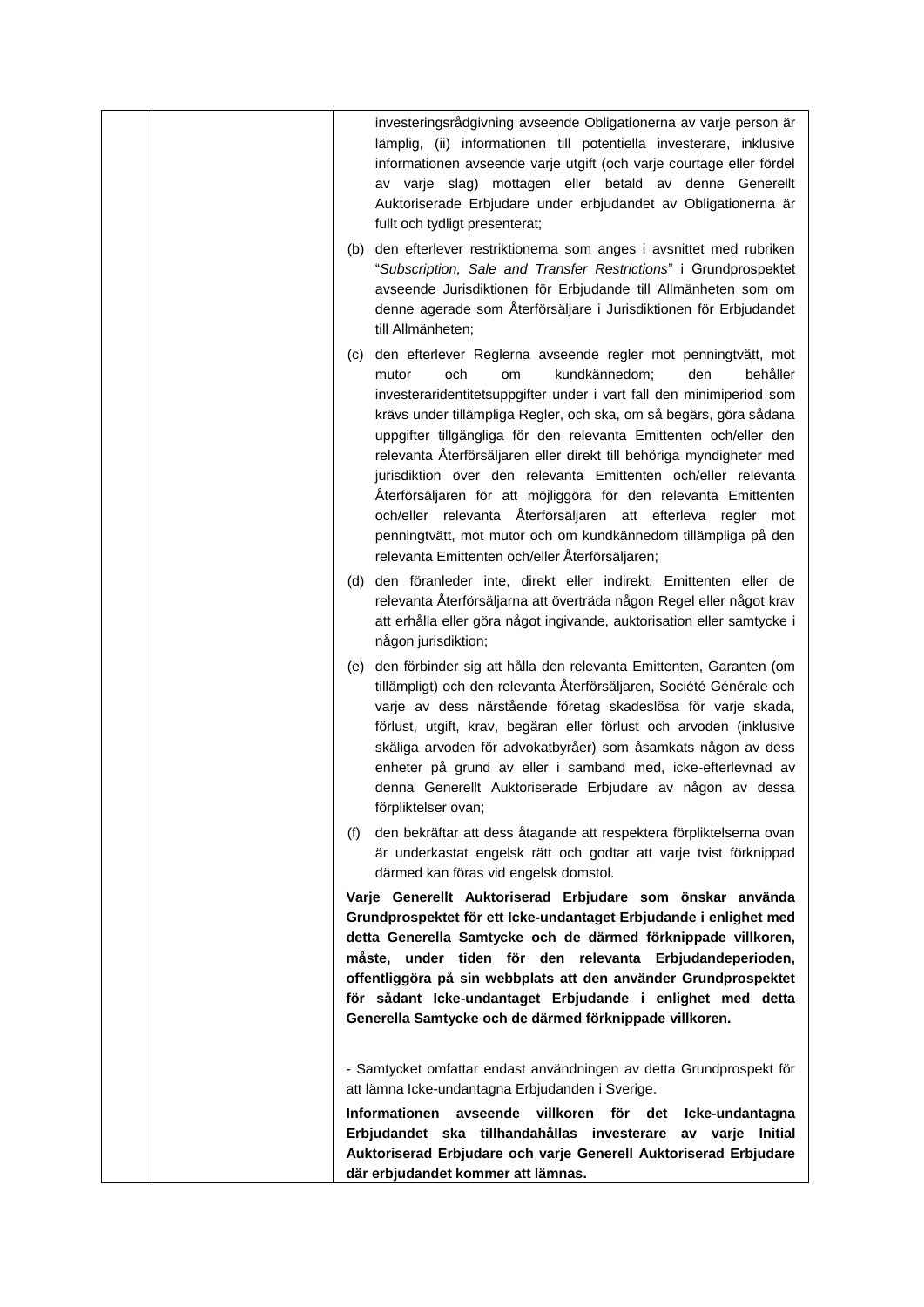| | | investeringsrådgivning avseende Obligationerna av varje person är lämplig, (ii) informationen till potentiella investerare, inklusive informationen avseende varje utgift (och varje courtage eller fördel av varje slag) mottagen eller betald av denne Generellt Auktoriserade Erbjudare under erbjudandet av Obligationerna är fullt och tydligt presenterat;<br><br>(b) den efterlever restriktionerna som anges i avsnittet med rubriken "*Subscription, Sale and Transfer Restrictions*" i Grundprospektet avseende Jurisdiktionen för Erbjudande till Allmänheten som om denne agerade som Återförsäljare i Jurisdiktionen för Erbjudandet till Allmänheten;<br><br>(c) den efterlever Reglerna avseende regler mot penningtvätt, mot mutor och om kundkännedom; den behåller investeraridentitetsuppgifter under i vart fall den minimiperiod som krävs under tillämpliga Regler, och ska, om så begärs, göra sådana uppgifter tillgängliga för den relevanta Emittenten och/eller den relevanta Återförsäljaren eller direkt till behöriga myndigheter med jurisdiktion över den relevanta Emittenten och/eller relevanta Återförsäljaren för att möjliggöra för den relevanta Emittenten och/eller relevanta Återförsäljaren att efterleva regler mot penningtvätt, mot mutor och om kundkännedom tillämpliga på den relevanta Emittenten och/eller Återförsäljaren;<br><br>(d) den föranleder inte, direkt eller indirekt, Emittenten eller de relevanta Återförsäljarna att överträda någon Regel eller något krav att erhålla eller göra något ingivande, auktorisation eller samtycke i någon jurisdiktion;<br><br>(e) den förbinder sig att hålla den relevanta Emittenten, Garanten (om tillämpligt) och den relevanta Återförsäljaren, Société Générale och varje av dess närstående företag skadeslösa för varje skada, förlust, utgift, krav, begäran eller förlust och arvoden (inklusive skäliga arvoden för advokatbyråer) som åsamkats någon av dess enheter på grund av eller i samband med, icke-efterlevnad av denna Generellt Auktoriserade Erbjudare av någon av dessa förpliktelser ovan;<br><br>(f) den bekräftar att dess åtagande att respektera förpliktelserna ovan är underkastat engelsk rätt och godtar att varje tvist förknippad därmed kan föras vid engelsk domstol.<br><br>**Varje Generellt Auktoriserad Erbjudare som önskar använda Grundprospektet för ett Icke-undantaget Erbjudande i enlighet med detta Generella Samtycke och de därmed förknippade villkoren, måste, under tiden för den relevanta Erbjudandeperioden, offentliggöra på sin webbplats att den använder Grundprospektet för sådant Icke-undantaget Erbjudande i enlighet med detta Generella Samtycke och de därmed förknippade villkoren.**<br><br>- Samtycket omfattar endast användningen av detta Grundprospekt för att lämna Icke-undantagna Erbjudanden i Sverige.<br><br>**Informationen avseende villkoren för det Icke-undantagna Erbjudandet ska tillhandahållas investerare av varje Initial Auktoriserad Erbjudare och varje Generell Auktoriserad Erbjudare där erbjudandet kommer att lämnas.** |
|---|---|---|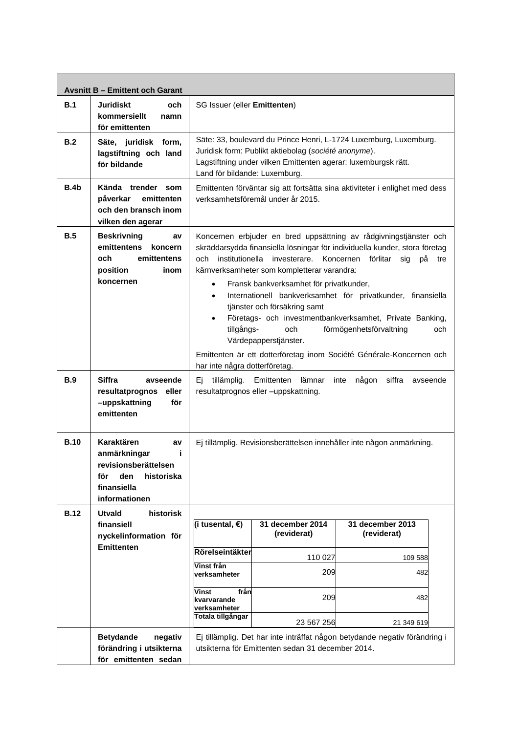| Avsnitt B – Emittent och Garant | | |
|---|---|---|
| **B.1** | **Juridiskt och kommersiellt namn för emittenten** | SG Issuer (eller **Emittenten**) |
| **B.2** | **Säte, juridisk form, lagstiftning och land för bildande** | Säte: 33, boulevard du Prince Henri, L-1724 Luxemburg, Luxemburg.<br>Juridisk form: Publikt aktiebolag (*société anonyme*).<br>Lagstiftning under vilken Emittenten agerar: luxemburgsk rätt.<br>Land för bildande: Luxemburg. |
| **B.4b** | **Kända trender som påverkar emittenten och den bransch inom vilken den agerar** | Emittenten förväntar sig att fortsätta sina aktiviteter i enlighet med dess verksamhetsföremål under år 2015. |
| **B.5** | **Beskrivning av emittentens koncern och emittentens position inom koncernen** | Koncernen erbjuder en bred uppsättning av rådgivningstjänster och skräddarsydda finansiella lösningar för individuella kunder, stora företag och institutionella investerare. Koncernen förlitar sig på tre kärnverksamheter som kompletterar varandra:<br>• Fransk bankverksamhet för privatkunder,<br>• Internationell bankverksamhet för privatkunder, finansiella tjänster och försäkring samt<br>• Företags- och investmentbankverksamhet, Private Banking, tillgångs- och förmögenhetsförvaltning och Värdepapperstjänster.<br>Emittenten är ett dotterföretag inom Société Générale-Koncernen och har inte några dotterföretag. |
| **B.9** | **Siffra avseende resultatprognos eller –uppskattning för emittenten** | Ej tillämplig. Emittenten lämnar inte någon siffra avseende resultatprognos eller –uppskattning. |
| **B.10** | **Karaktären av anmärkningar i revisionsberättelsen för den historiska finansiella informationen** | Ej tillämplig. Revisionsberättelsen innehåller inte någon anmärkning. |
| **B.12** | **Utvald historisk finansiell nyckelinformation för Emittenten** | *(se tabell nedan)* |
| | **Betydande negativ förändring i utsikterna för emittenten sedan** | Ej tillämplig. Det har inte inträffat någon betydande negativ förändring i utsikterna för Emittenten sedan 31 december 2014. |

| (i tusental, €) | 31 december 2014 (reviderat) | 31 december 2013 (reviderat) |
|---|---|---|
| Rörelseintäkter | 110 027 | 109 588 |
| Vinst från verksamheter | 209 | 482 |
| Vinst från kvarvarande verksamheter | 209 | 482 |
| Totala tillgångar | 23 567 256 | 21 349 619 |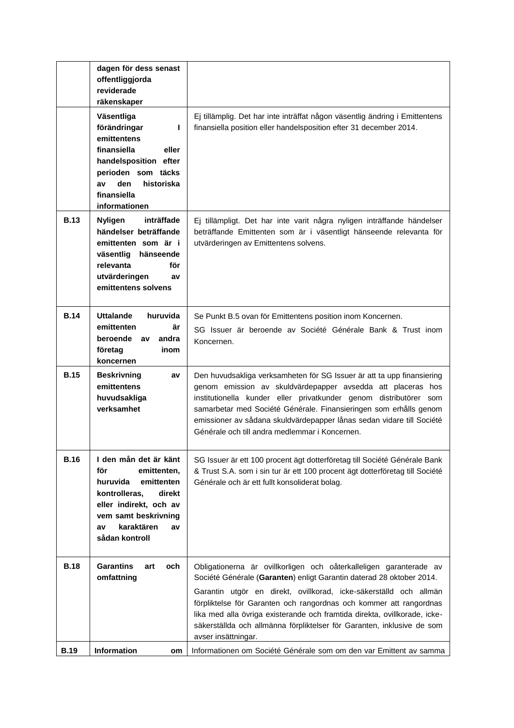| | | |
|---|---|---|
| | **dagen för dess senast offentliggjorda reviderade räkenskaper** | |
| | **Väsentliga förändringar I emittentens finansiella eller handelsposition efter perioden som täcks av den historiska finansiella informationen** | Ej tillämplig. Det har inte inträffat någon väsentlig ändring i Emittentens finansiella position eller handelsposition efter 31 december 2014. |
| **B.13** | **Nyligen inträffade händelser beträffande emittenten som är i väsentlig hänseende relevanta för utvärderingen av emittentens solvens** | Ej tillämpligt. Det har inte varit några nyligen inträffande händelser beträffande Emittenten som är i väsentligt hänseende relevanta för utvärderingen av Emittentens solvens. |
| **B.14** | **Uttalande huruvida emittenten är beroende av andra företag inom koncernen** | Se Punkt B.5 ovan för Emittentens position inom Koncernen.<br><br>SG Issuer är beroende av Société Générale Bank & Trust inom Koncernen. |
| **B.15** | **Beskrivning av emittentens huvudsakliga verksamhet** | Den huvudsakliga verksamheten för SG Issuer är att ta upp finansiering genom emission av skuldvärdepapper avsedda att placeras hos institutionella kunder eller privatkunder genom distributörer som samarbetar med Société Générale. Finansieringen som erhålls genom emissioner av sådana skuldvärdepapper lånas sedan vidare till Société Générale och till andra medlemmar i Koncernen. |
| **B.16** | **I den mån det är känt för emittenten, huruvida emittenten kontrolleras, direkt eller indirekt, och av vem samt beskrivning av karaktären av sådan kontroll** | SG Issuer är ett 100 procent ägt dotterföretag till Société Générale Bank & Trust S.A. som i sin tur är ett 100 procent ägt dotterföretag till Société Générale och är ett fullt konsoliderat bolag. |
| **B.18** | **Garantins art och omfattning** | Obligationerna är ovillkorligen och oåterkalleligen garanterade av Société Générale (**Garanten**) enligt Garantin daterad 28 oktober 2014.<br><br>Garantin utgör en direkt, ovillkorad, icke-säkerställd och allmän förpliktelse för Garanten och rangordnas och kommer att rangordnas lika med alla övriga existerande och framtida direkta, ovillkorade, icke-säkerställda och allmänna förpliktelser för Garanten, inklusive de som avser insättningar. |
| **B.19** | **Information om** | Informationen om Société Générale som om den var Emittent av samma |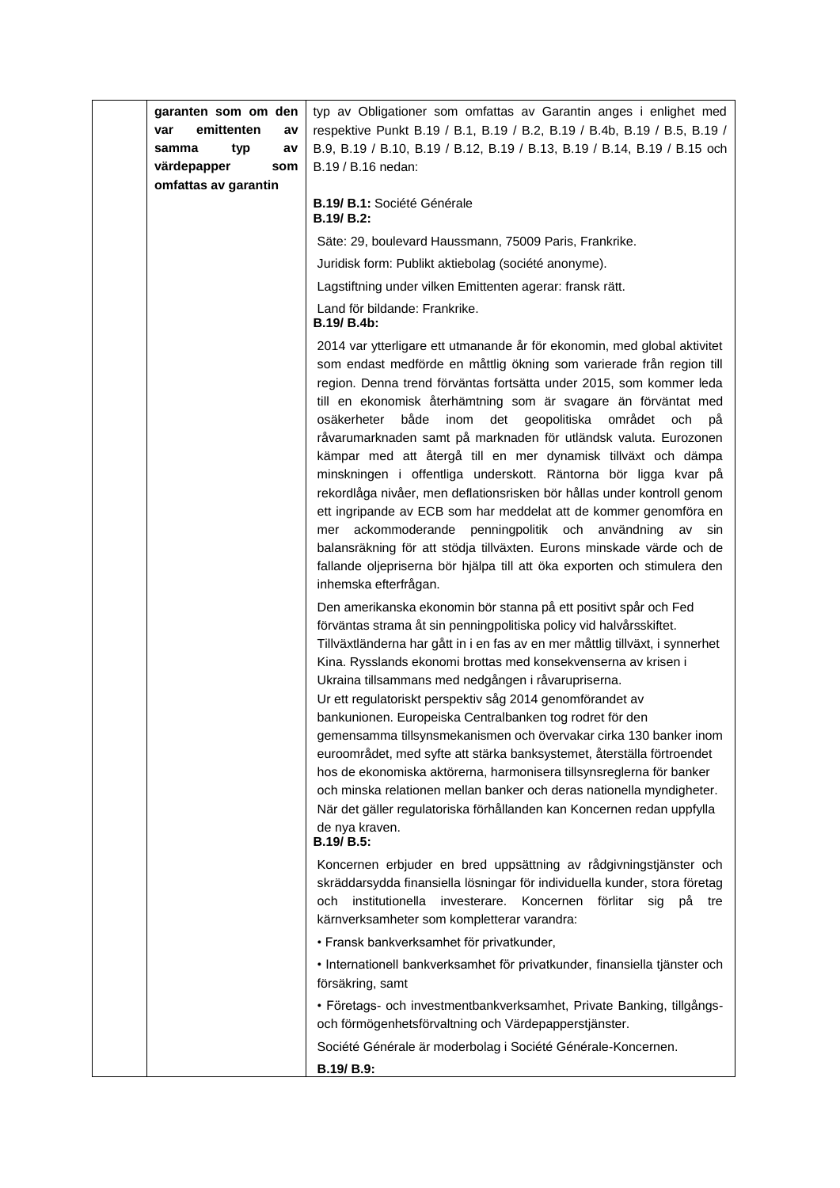| | | |
|---|---|---|
| | **garanten som om den var emittenten av samma typ av värdepapper som omfattas av garantin** | typ av Obligationer som omfattas av Garantin anges i enlighet med respektive Punkt B.19 / B.1, B.19 / B.2, B.19 / B.4b, B.19 / B.5, B.19 / B.9, B.19 / B.10, B.19 / B.12, B.19 / B.13, B.19 / B.14, B.19 / B.15 och B.19 / B.16 nedan:<br><br>**B.19/ B.1:** Société Générale<br>**B.19/ B.2:**<br>Säte: 29, boulevard Haussmann, 75009 Paris, Frankrike.<br>Juridisk form: Publikt aktiebolag (société anonyme).<br>Lagstiftning under vilken Emittenten agerar: fransk rätt.<br>Land för bildande: Frankrike.<br>**B.19/ B.4b:**<br>2014 var ytterligare ett utmanande år för ekonomin, med global aktivitet som endast medförde en måttlig ökning som varierade från region till region. Denna trend förväntas fortsätta under 2015, som kommer leda till en ekonomisk återhämtning som är svagare än förväntat med osäkerheter både inom det geopolitiska området och på råvarumarknaden samt på marknaden för utländsk valuta. Eurozonen kämpar med att återgå till en mer dynamisk tillväxt och dämpa minskningen i offentliga underskott. Räntorna bör ligga kvar på rekordlåga nivåer, men deflationsrisken bör hållas under kontroll genom ett ingripande av ECB som har meddelat att de kommer genomföra en mer ackommoderande penningpolitik och användning av sin balansräkning för att stödja tillväxten. Eurons minskade värde och de fallande oljepriserna bör hjälpa till att öka exporten och stimulera den inhemska efterfrågan.<br>Den amerikanska ekonomin bör stanna på ett positivt spår och Fed förväntas strama åt sin penningpolitiska policy vid halvårsskiftet. Tillväxtländerna har gått in i en fas av en mer måttlig tillväxt, i synnerhet Kina. Rysslands ekonomi brottas med konsekvenserna av krisen i Ukraina tillsammans med nedgången i råvarupriserna.<br>Ur ett regulatoriskt perspektiv såg 2014 genomförandet av bankunionen. Europeiska Centralbanken tog rodret för den gemensamma tillsynsmekanismen och övervakar cirka 130 banker inom euroområdet, med syfte att stärka banksystemet, återställa förtroendet hos de ekonomiska aktörerna, harmonisera tillsynsreglerna för banker och minska relationen mellan banker och deras nationella myndigheter. När det gäller regulatoriska förhållanden kan Koncernen redan uppfylla de nya kraven.<br>**B.19/ B.5:**<br>Koncernen erbjuder en bred uppsättning av rådgivningstjänster och skräddarsydda finansiella lösningar för individuella kunder, stora företag och institutionella investerare. Koncernen förlitar sig på tre kärnverksamheter som kompletterar varandra:<br>• Fransk bankverksamhet för privatkunder,<br>• Internationell bankverksamhet för privatkunder, finansiella tjänster och försäkring, samt<br>• Företags- och investmentbankverksamhet, Private Banking, tillgångs- och förmögenhetsförvaltning och Värdepapperstjänster.<br>Société Générale är moderbolag i Société Générale-Koncernen.<br>**B.19/ B.9:** |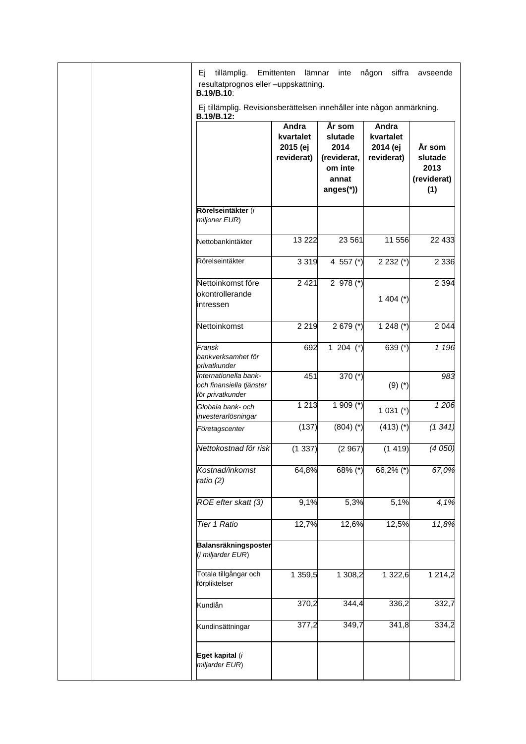Ej tillämplig. Emittenten lämnar inte någon siffra avseende resultatprognos eller –uppskattning.

**B.19/B.10**:

Ej tillämplig. Revisionsberättelsen innehåller inte någon anmärkning.

**B.19/B.12:**

| | **Andra kvartalet 2015 (ej reviderat)** | **År som slutade 2014 (reviderat, om inte annat anges(*))** | **Andra kvartalet 2014 (ej reviderat)** | **År som slutade 2013 (reviderat) (1)** |
|---|---|---|---|---|
| **Rörelseintäkter** (*i miljoner EUR*) | | | | |
| Nettobankintäkter | 13 222 | 23 561 | 11 556 | 22 433 |
| Rörelseintäkter | 3 319 | 4 557 (*) | 2 232 (*) | 2 336 |
| Nettoinkomst före okontrollerande intressen | 2 421 | 2 978 (*) | 1 404 (*) | 2 394 |
| Nettoinkomst | 2 219 | 2 679 (*) | 1 248 (*) | 2 044 |
| *Fransk bankverksamhet för privatkunder* | 692 | 1 204 (*) | 639 (*) | *1 196* |
| *Internationella bank- och finansiella tjänster för privatkunder* | 451 | 370 (*) | (9) (*) | *983* |
| *Globala bank- och investerarlösningar* | 1 213 | 1 909 (*) | 1 031 (*) | *1 206* |
| *Företagscenter* | (137) | (804) (*) | (413) (*) | *(1 341)* |
| *Nettokostnad för risk* | (1 337) | (2 967) | (1 419) | *(4 050)* |
| *Kostnad/inkomst ratio (2)* | 64,8% | 68% (*) | 66,2% (*) | *67,0%* |
| *ROE efter skatt (3)* | 9,1% | 5,3% | 5,1% | *4,1%* |
| *Tier 1 Ratio* | 12,7% | 12,6% | 12,5% | *11,8%* |
| **Balansräkningsposter** (*i miljarder EUR*) | | | | |
| Totala tillgångar och förpliktelser | 1 359,5 | 1 308,2 | 1 322,6 | 1 214,2 |
| Kundlån | 370,2 | 344,4 | 336,2 | 332,7 |
| Kundinsättningar | 377,2 | 349,7 | 341,8 | 334,2 |
| **Eget kapital** (*i miljarder EUR*) | | | | |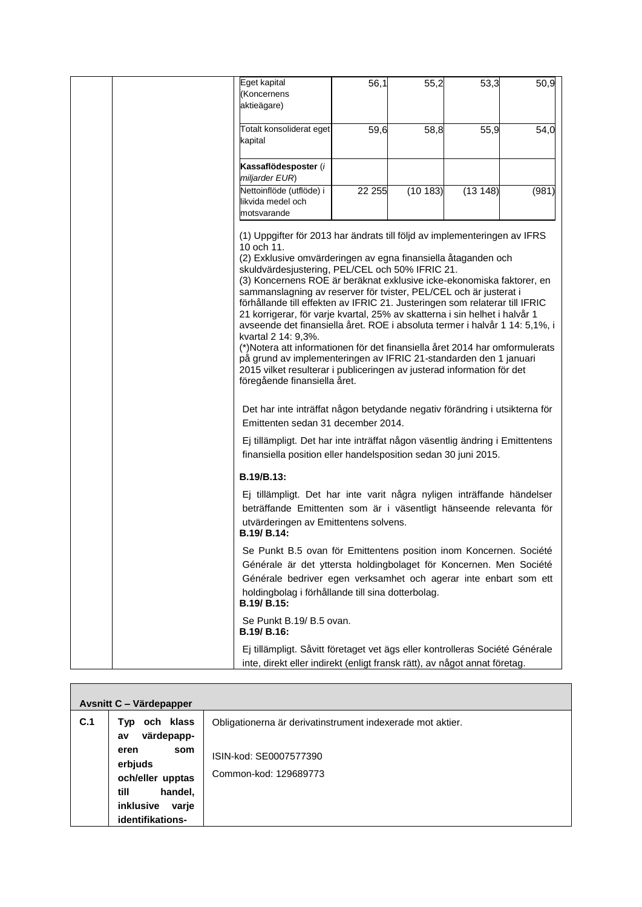| | | | | |
|---|---|---|---|---|
| Eget kapital (Koncernens aktieägare) | 56,1 | 55,2 | 53,3 | 50,9 |
| Totalt konsoliderat eget kapital | 59,6 | 58,8 | 55,9 | 54,0 |
| **Kassaflödesposter** (*i miljarder EUR*) | | | | |
| Nettoinflöde (utflöde) i likvida medel och motsvarande | 22 255 | (10 183) | (13 148) | (981) |

(1) Uppgifter för 2013 har ändrats till följd av implementeringen av IFRS 10 och 11.
(2) Exklusive omvärderingen av egna finansiella åtaganden och skuldvärdesjustering, PEL/CEL och 50% IFRIC 21.
(3) Koncernens ROE är beräknat exklusive icke-ekonomiska faktorer, en sammanslagning av reserver för tvister, PEL/CEL och är justerat i förhållande till effekten av IFRIC 21. Justeringen som relaterar till IFRIC 21 korrigerar, för varje kvartal, 25% av skatterna i sin helhet i halvår 1 avseende det finansiella året. ROE i absoluta termer i halvår 1 14: 5,1%, i kvartal 2 14: 9,3%.
(*)Notera att informationen för det finansiella året 2014 har omformulerats på grund av implementeringen av IFRIC 21-standarden den 1 januari 2015 vilket resulterar i publiceringen av justerad information för det föregående finansiella året.

Det har inte inträffat någon betydande negativ förändring i utsikterna för Emittenten sedan 31 december 2014.

Ej tillämpligt. Det har inte inträffat någon väsentlig ändring i Emittentens finansiella position eller handelsposition sedan 30 juni 2015.

**B.19/B.13:**

Ej tillämpligt. Det har inte varit några nyligen inträffande händelser beträffande Emittenten som är i väsentligt hänseende relevanta för utvärderingen av Emittentens solvens.

**B.19/ B.14:**

Se Punkt B.5 ovan för Emittentens position inom Koncernen. Société Générale är det yttersta holdingbolaget för Koncernen. Men Société Générale bedriver egen verksamhet och agerar inte enbart som ett holdingbolag i förhållande till sina dotterbolag.

**B.19/ B.15:**

Se Punkt B.19/ B.5 ovan.

**B.19/ B.16:**

Ej tillämpligt. Såvitt företaget vet ägs eller kontrolleras Société Générale inte, direkt eller indirekt (enligt fransk rätt), av något annat företag.

| **Avsnitt C – Värdepapper** | | |
|---|---|---|
| **C.1** | **Typ och klass av värdepapperen som erbjuds och/eller upptas till handel, inklusive varje identifikations-** | Obligationerna är derivatinstrument indexerade mot aktier.<br><br>ISIN-kod: SE0007577390<br>Common-kod: 129689773 |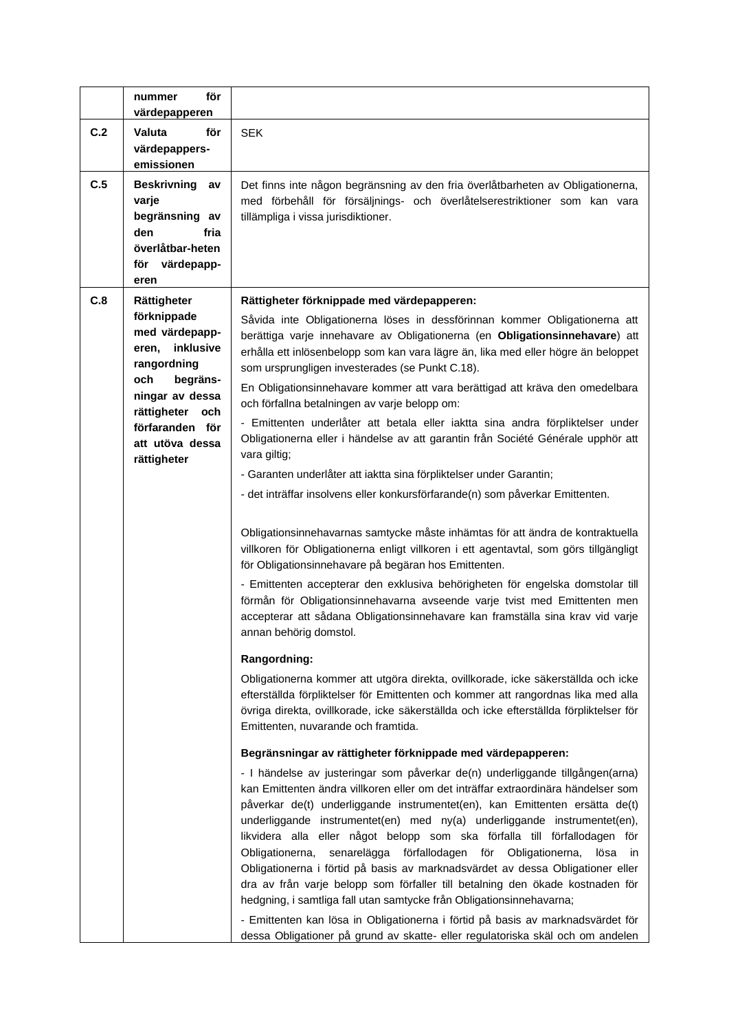|  |  |  |
|---|---|---|
|  | **nummer för värdepapperen** |  |
| **C.2** | **Valuta för värdepappers-emissionen** | SEK |
| **C.5** | **Beskrivning av varje begränsning av den fria överlåtbar-heten för värdepapp-eren** | Det finns inte någon begränsning av den fria överlåtbarheten av Obligationerna, med förbehåll för försäljnings- och överlåtelserestriktioner som kan vara tillämpliga i vissa jurisdiktioner. |
| **C.8** | **Rättigheter förknippade med värdepapp-eren, inklusive rangordning och begräns-ningar av dessa rättigheter och förfaranden för att utöva dessa rättigheter** | **Rättigheter förknippade med värdepapperen:**<br><br>Såvida inte Obligationerna löses in dessförinnan kommer Obligationerna att berättiga varje innehavare av Obligationerna (en **Obligationsinnehavare**) att erhålla ett inlösenbelopp som kan vara lägre än, lika med eller högre än beloppet som ursprungligen investerades (se Punkt C.18).<br><br>En Obligationsinnehavare kommer att vara berättigad att kräva den omedelbara och förfallna betalningen av varje belopp om:<br><br>- Emittenten underlåter att betala eller iaktta sina andra förpliktelser under Obligationerna eller i händelse av att garantin från Société Générale upphör att vara giltig;<br><br>- Garanten underlåter att iaktta sina förpliktelser under Garantin;<br><br>- det inträffar insolvens eller konkursförfarande(n) som påverkar Emittenten.<br><br>Obligationsinnehavarnas samtycke måste inhämtas för att ändra de kontraktuella villkoren för Obligationerna enligt villkoren i ett agentavtal, som görs tillgängligt för Obligationsinnehavare på begäran hos Emittenten.<br><br>- Emittenten accepterar den exklusiva behörigheten för engelska domstolar till förmån för Obligationsinnehavarna avseende varje tvist med Emittenten men accepterar att sådana Obligationsinnehavare kan framställa sina krav vid varje annan behörig domstol.<br><br>**Rangordning:**<br><br>Obligationerna kommer att utgöra direkta, ovillkorade, icke säkerställda och icke efterställda förpliktelser för Emittenten och kommer att rangordnas lika med alla övriga direkta, ovillkorade, icke säkerställda och icke efterställda förpliktelser för Emittenten, nuvarande och framtida.<br><br>**Begränsningar av rättigheter förknippade med värdepapperen:**<br><br>- I händelse av justeringar som påverkar de(n) underliggande tillgången(arna) kan Emittenten ändra villkoren eller om det inträffar extraordinära händelser som påverkar de(t) underliggande instrumentet(en), kan Emittenten ersätta de(t) underliggande instrumentet(en) med ny(a) underliggande instrumentet(en), likvidera alla eller något belopp som ska förfalla till förfallodagen för Obligationerna, senarelägga förfallodagen för Obligationerna, lösa in Obligationerna i förtid på basis av marknadsvärdet av dessa Obligationer eller dra av från varje belopp som förfaller till betalning den ökade kostnaden för hedgning, i samtliga fall utan samtycke från Obligationsinnehavarna;<br><br>- Emittenten kan lösa in Obligationerna i förtid på basis av marknadsvärdet för dessa Obligationer på grund av skatte- eller regulatoriska skäl och om andelen |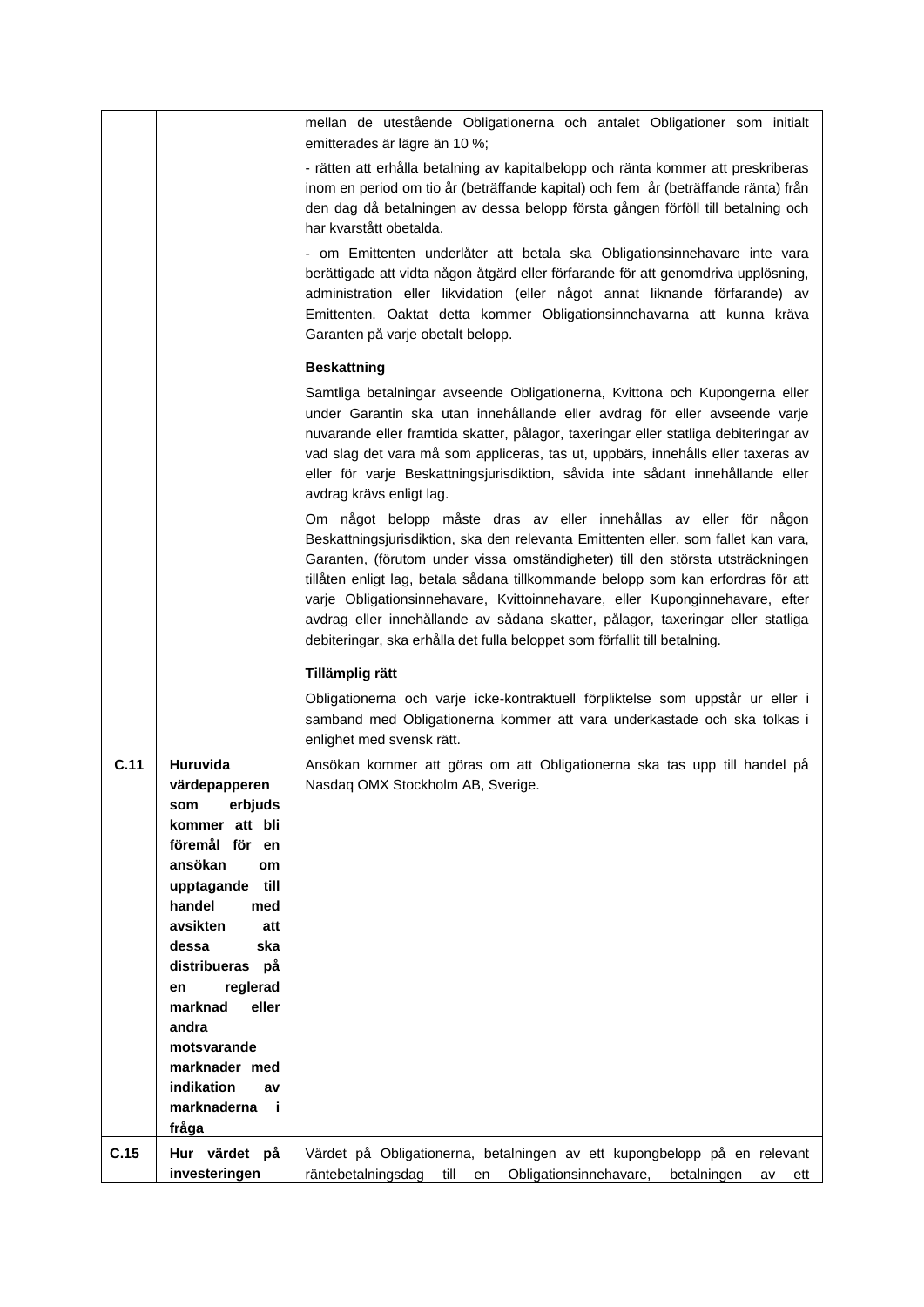| | | |
|---|---|---|
| | | mellan de utestående Obligationerna och antalet Obligationer som initialt emitterades är lägre än 10 %;<br><br>- rätten att erhålla betalning av kapitalbelopp och ränta kommer att preskriberas inom en period om tio år (beträffande kapital) och fem år (beträffande ränta) från den dag då betalningen av dessa belopp första gången förföll till betalning och har kvarstått obetalda.<br><br>- om Emittenten underlåter att betala ska Obligationsinnehavare inte vara berättigade att vidta någon åtgärd eller förfarande för att genomdriva upplösning, administration eller likvidation (eller något annat liknande förfarande) av Emittenten. Oaktat detta kommer Obligationsinnehavarna att kunna kräva Garanten på varje obetalt belopp.<br><br>**Beskattning**<br><br>Samtliga betalningar avseende Obligationerna, Kvittona och Kupongerna eller under Garantin ska utan innehållande eller avdrag för eller avseende varje nuvarande eller framtida skatter, pålagor, taxeringar eller statliga debiteringar av vad slag det vara må som appliceras, tas ut, uppbärs, innehålls eller taxeras av eller för varje Beskattningsjurisdiktion, såvida inte sådant innehållande eller avdrag krävs enligt lag.<br><br>Om något belopp måste dras av eller innehållas av eller för någon Beskattningsjurisdiktion, ska den relevanta Emittenten eller, som fallet kan vara, Garanten, (förutom under vissa omständigheter) till den största utsträckningen tillåten enligt lag, betala sådana tillkommande belopp som kan erfordras för att varje Obligationsinnehavare, Kvittoinnehavare, eller Kuponginnehavare, efter avdrag eller innehållande av sådana skatter, pålagor, taxeringar eller statliga debiteringar, ska erhålla det fulla beloppet som förfallit till betalning.<br><br>**Tillämplig rätt**<br><br>Obligationerna och varje icke-kontraktuell förpliktelse som uppstår ur eller i samband med Obligationerna kommer att vara underkastade och ska tolkas i enlighet med svensk rätt. |
| **C.11** | **Huruvida värdepapperen som erbjuds kommer att bli föremål för en ansökan om upptagande till handel med avsikten att dessa ska distribueras på en reglerad marknad eller andra motsvarande marknader med indikation av marknaderna i fråga** | Ansökan kommer att göras om att Obligationerna ska tas upp till handel på Nasdaq OMX Stockholm AB, Sverige. |
| **C.15** | **Hur värdet på investeringen** | Värdet på Obligationerna, betalningen av ett kupongbelopp på en relevant räntebetalningsdag till en Obligationsinnehavare, betalningen av ett |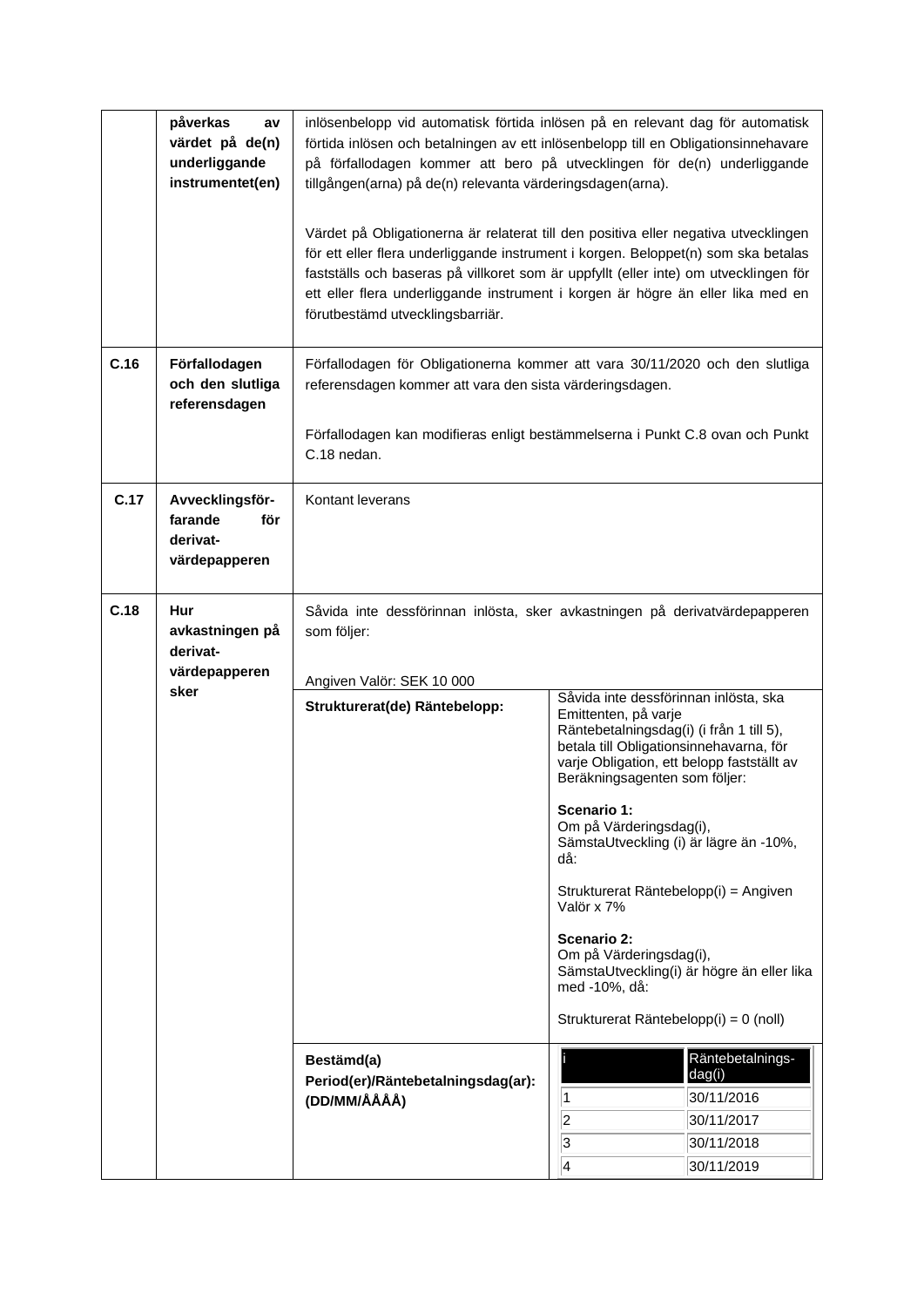| | | |
|---|---|---|
| | **påverkas av värdet på de(n) underliggande instrumentet(en)** | inlösenbelopp vid automatisk förtida inlösen på en relevant dag för automatisk förtida inlösen och betalningen av ett inlösenbelopp till en Obligationsinnehavare på förfallodagen kommer att bero på utvecklingen för de(n) underliggande tillgången(arna) på de(n) relevanta värderingsdagen(arna).<br><br>Värdet på Obligationerna är relaterat till den positiva eller negativa utvecklingen för ett eller flera underliggande instrument i korgen. Beloppet(n) som ska betalas fastställs och baseras på villkoret som är uppfyllt (eller inte) om utvecklingen för ett eller flera underliggande instrument i korgen är högre än eller lika med en förutbestämd utvecklingsbarriär. |
| **C.16** | **Förfallodagen och den slutliga referensdagen** | Förfallodagen för Obligationerna kommer att vara 30/11/2020 och den slutliga referensdagen kommer att vara den sista värderingsdagen.<br><br>Förfallodagen kan modifieras enligt bestämmelserna i Punkt C.8 ovan och Punkt C.18 nedan. |
| **C.17** | **Avvecklingsförfarande för derivatvärdepapperen** | Kontant leverans |
| **C.18** | **Hur avkastningen på derivatvärdepapperen sker** | Såvida inte dessförinnan inlösta, sker avkastningen på derivatvärdepapperen som följer:<br><br>Angiven Valör: SEK 10 000 |

| | |
|---|---|
| **Strukturerat(de) Räntebelopp:** | Såvida inte dessförinnan inlösta, ska Emittenten, på varje Räntebetalningsdag(i) (i från 1 till 5), betala till Obligationsinnehavarna, för varje Obligation, ett belopp fastställt av Beräkningsagenten som följer:<br><br>**Scenario 1:**<br>Om på Värderingsdag(i), SämstaUtveckling (i) är lägre än -10%, då:<br><br>Strukturerat Räntebelopp(i) = Angiven Valör x 7%<br><br>**Scenario 2:**<br>Om på Värderingsdag(i), SämstaUtveckling(i) är högre än eller lika med -10%, då:<br><br>Strukturerat Räntebelopp(i) = 0 (noll) |
| **Bestämd(a) Period(er)/Räntebetalningsdag(ar): (DD/MM/ÅÅÅÅ)** | |

| i | Räntebetalningsdag(i) |
|---|---|
| 1 | 30/11/2016 |
| 2 | 30/11/2017 |
| 3 | 30/11/2018 |
| 4 | 30/11/2019 |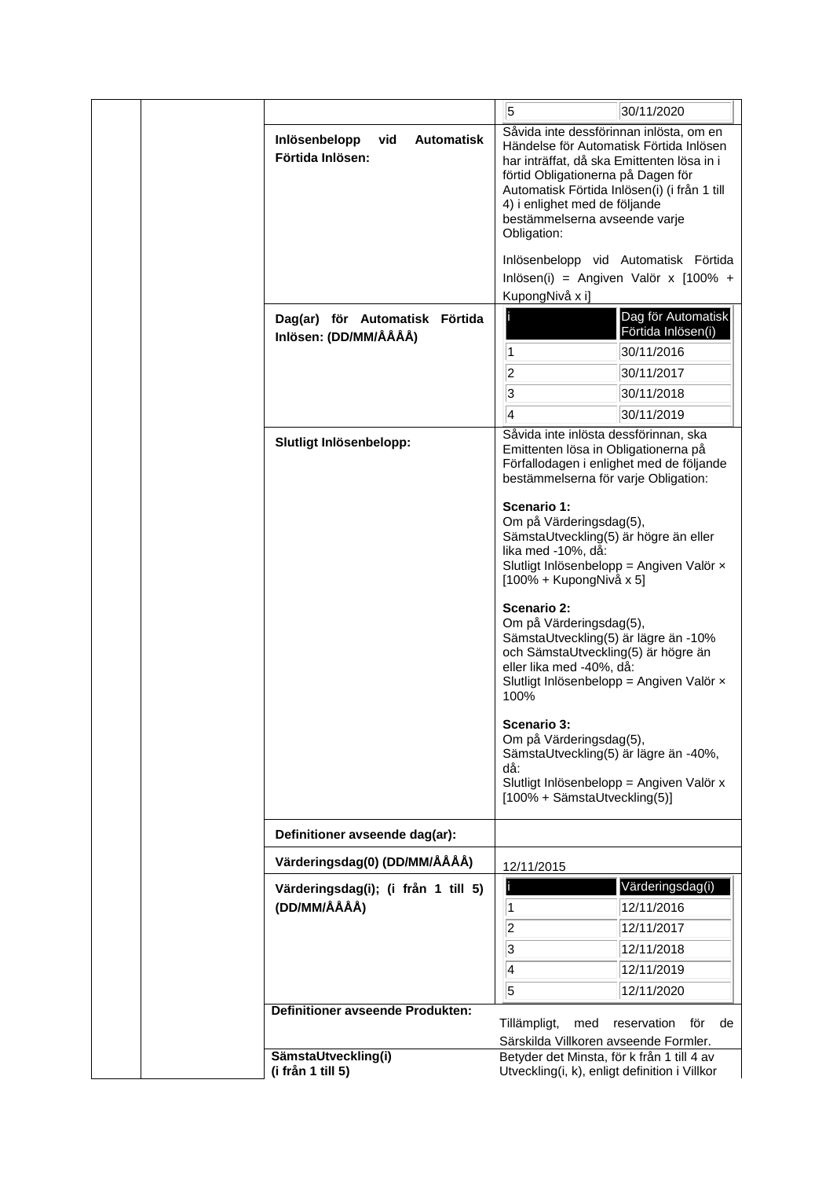| | | | |
|---|---|---|---|
| | | | 5 &#124; 30/11/2020 |
| | | **Inlösenbelopp vid Automatisk Förtida Inlösen:** | Såvida inte dessförinnan inlösta, om en Händelse för Automatisk Förtida Inlösen har inträffat, då ska Emittenten lösa in i förtid Obligationerna på Dagen för Automatisk Förtida Inlösen(i) (i från 1 till 4) i enlighet med de följande bestämmelserna avseende varje Obligation:<br><br>Inlösenbelopp vid Automatisk Förtida Inlösen(i) = Angiven Valör x [100% + KupongNivå x i] |
| | | **Dag(ar) för Automatisk Förtida Inlösen: (DD/MM/ÅÅÅÅ)** | i &#124; Dag för Automatisk Förtida Inlösen(i)<br>1 &#124; 30/11/2016<br>2 &#124; 30/11/2017<br>3 &#124; 30/11/2018<br>4 &#124; 30/11/2019 |
| | | **Slutligt Inlösenbelopp:** | Såvida inte inlösta dessförinnan, ska Emittenten lösa in Obligationerna på Förfallodagen i enlighet med de följande bestämmelserna för varje Obligation:<br><br>**Scenario 1:**<br>Om på Värderingsdag(5), SämstaUtveckling(5) är högre än eller lika med -10%, då:<br>Slutligt Inlösenbelopp = Angiven Valör × [100% + KupongNivå x 5]<br><br>**Scenario 2:**<br>Om på Värderingsdag(5), SämstaUtveckling(5) är lägre än -10% och SämstaUtveckling(5) är högre än eller lika med -40%, då:<br>Slutligt Inlösenbelopp = Angiven Valör × 100%<br><br>**Scenario 3:**<br>Om på Värderingsdag(5), SämstaUtveckling(5) är lägre än -40%, då:<br>Slutligt Inlösenbelopp = Angiven Valör x [100% + SämstaUtveckling(5)] |
| | | **Definitioner avseende dag(ar):** | |
| | | **Värderingsdag(0) (DD/MM/ÅÅÅÅ)** | 12/11/2015 |
| | | **Värderingsdag(i); (i från 1 till 5) (DD/MM/ÅÅÅÅ)** | i &#124; Värderingsdag(i)<br>1 &#124; 12/11/2016<br>2 &#124; 12/11/2017<br>3 &#124; 12/11/2018<br>4 &#124; 12/11/2019<br>5 &#124; 12/11/2020 |
| | | **Definitioner avseende Produkten:** | Tillämpligt, med reservation för de Särskilda Villkoren avseende Formler. |
| | | **SämstaUtveckling(i)**<br>**(i från 1 till 5)** | Betyder det Minsta, för k från 1 till 4 av Utveckling(i, k), enligt definition i Villkor |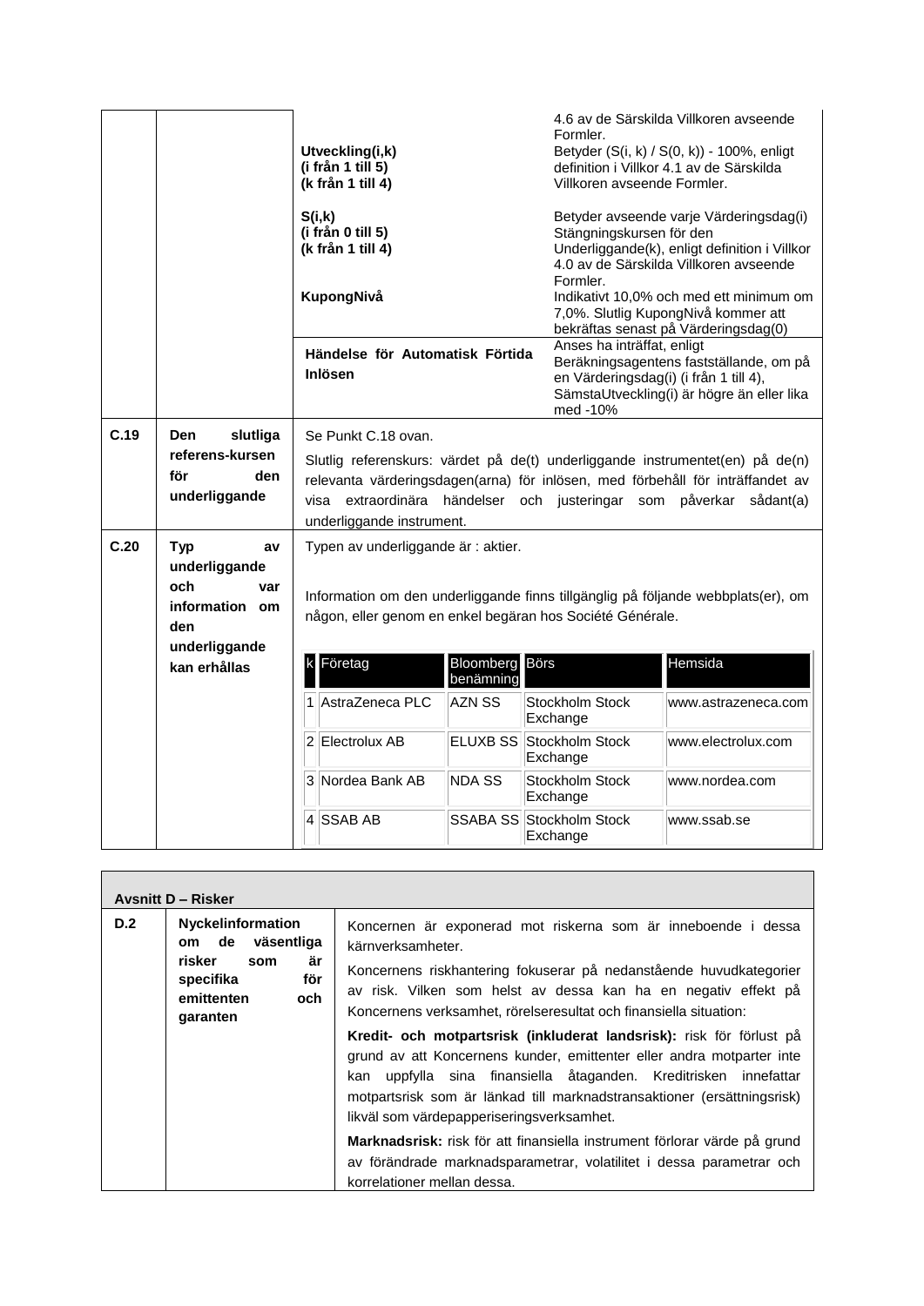| | | | |
|---|---|---|---|
| | | | 4.6 av de Särskilda Villkoren avseende Formler. |
| | | **Utveckling(i,k)** **(i från 1 till 5)** **(k från 1 till 4)** | Betyder (S(i, k) / S(0, k)) - 100%, enligt definition i Villkor 4.1 av de Särskilda Villkoren avseende Formler. |
| | | **S(i,k)** **(i från 0 till 5)** **(k från 1 till 4)** | Betyder avseende varje Värderingsdag(i) Stängningskursen för den Underliggande(k), enligt definition i Villkor 4.0 av de Särskilda Villkoren avseende Formler. |
| | | **KupongNivå** | Indikativt 10,0% och med ett minimum om 7,0%. Slutlig KupongNivå kommer att bekräftas senast på Värderingsdag(0) |
| | | **Händelse för Automatisk Förtida Inlösen** | Anses ha inträffat, enligt Beräkningsagentens fastställande, om på en Värderingsdag(i) (i från 1 till 4), SämstaUtveckling(i) är högre än eller lika med -10% |
| **C.19** | **Den slutliga referens-kursen för den underliggande** | Se Punkt C.18 ovan. Slutlig referenskurs: värdet på de(t) underliggande instrumentet(en) på de(n) relevanta värderingsdagen(arna) för inlösen, med förbehåll för inträffandet av visa extraordinära händelser och justeringar som påverkar sådant(a) underliggande instrument. | |
| **C.20** | **Typ av underliggande och var information om den underliggande kan erhållas** | Typen av underliggande är : aktier. Information om den underliggande finns tillgänglig på följande webbplats(er), om någon, eller genom en enkel begäran hos Société Générale. | |

| k | Företag | Bloomberg benämning | Börs | Hemsida |
|---|---|---|---|---|
| 1 | AstraZeneca PLC | AZN SS | Stockholm Stock Exchange | www.astrazeneca.com |
| 2 | Electrolux AB | ELUXB SS | Stockholm Stock Exchange | www.electrolux.com |
| 3 | Nordea Bank AB | NDA SS | Stockholm Stock Exchange | www.nordea.com |
| 4 | SSAB AB | SSABA SS | Stockholm Stock Exchange | www.ssab.se |

## Avsnitt D – Risker

| | | |
|---|---|---|
| **D.2** | **Nyckelinformation om de väsentliga risker som är specifika för emittenten och garanten** | Koncernen är exponerad mot riskerna som är inneboende i dessa kärnverksamheter.<br><br>Koncernens riskhantering fokuserar på nedanstående huvudkategorier av risk. Vilken som helst av dessa kan ha en negativ effekt på Koncernens verksamhet, rörelseresultat och finansiella situation:<br><br>**Kredit- och motpartsrisk (inkluderat landsrisk):** risk för förlust på grund av att Koncernens kunder, emittenter eller andra motparter inte kan uppfylla sina finansiella åtaganden. Kreditrisken innefattar motpartsrisk som är länkad till marknadstransaktioner (ersättningsrisk) likväl som värdepapperiseringsverksamhet.<br><br>**Marknadsrisk:** risk för att finansiella instrument förlorar värde på grund av förändrade marknadsparametrar, volatilitet i dessa parametrar och korrelationer mellan dessa. |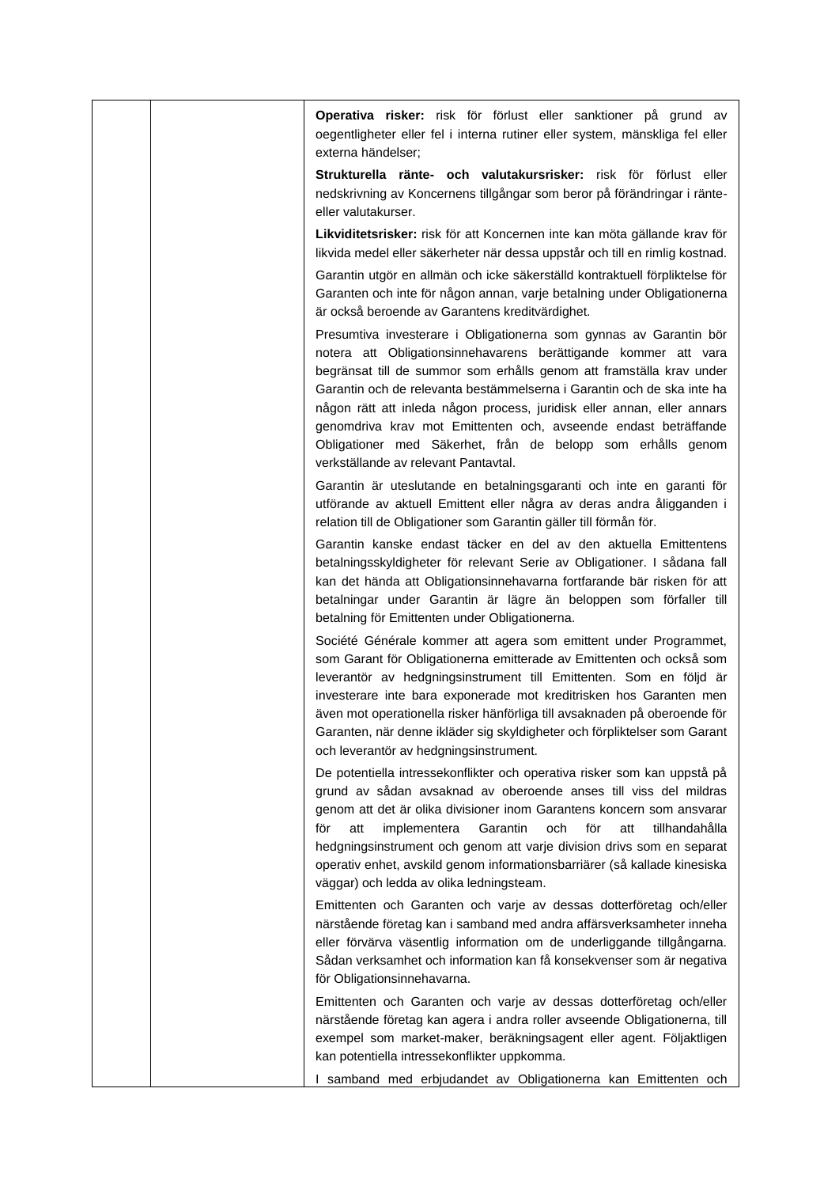| | | |
|---|---|---|
| | | **Operativa risker:** risk för förlust eller sanktioner på grund av oegentligheter eller fel i interna rutiner eller system, mänskliga fel eller externa händelser;<br><br>**Strukturella ränte- och valutakursrisker:** risk för förlust eller nedskrivning av Koncernens tillgångar som beror på förändringar i ränte- eller valutakurser.<br><br>**Likviditetsrisker:** risk för att Koncernen inte kan möta gällande krav för likvida medel eller säkerheter när dessa uppstår och till en rimlig kostnad.<br><br>Garantin utgör en allmän och icke säkerställd kontraktuell förpliktelse för Garanten och inte för någon annan, varje betalning under Obligationerna är också beroende av Garantens kreditvärdighet.<br><br>Presumtiva investerare i Obligationerna som gynnas av Garantin bör notera att Obligationsinnehavarens berättigande kommer att vara begränsat till de summor som erhålls genom att framställa krav under Garantin och de relevanta bestämmelserna i Garantin och de ska inte ha någon rätt att inleda någon process, juridisk eller annan, eller annars genomdriva krav mot Emittenten och, avseende endast beträffande Obligationer med Säkerhet, från de belopp som erhålls genom verkställande av relevant Pantavtal.<br><br>Garantin är uteslutande en betalningsgaranti och inte en garanti för utförande av aktuell Emittent eller några av deras andra åligganden i relation till de Obligationer som Garantin gäller till förmån för.<br><br>Garantin kanske endast täcker en del av den aktuella Emittentens betalningsskyldigheter för relevant Serie av Obligationer. I sådana fall kan det hända att Obligationsinnehavarna fortfarande bär risken för att betalningar under Garantin är lägre än beloppen som förfaller till betalning för Emittenten under Obligationerna.<br><br>Société Générale kommer att agera som emittent under Programmet, som Garant för Obligationerna emitterade av Emittenten och också som leverantör av hedgningsinstrument till Emittenten. Som en följd är investerare inte bara exponerade mot kreditrisken hos Garanten men även mot operationella risker hänförliga till avsaknaden på oberoende för Garanten, när denne ikläder sig skyldigheter och förpliktelser som Garant och leverantör av hedgningsinstrument.<br><br>De potentiella intressekonflikter och operativa risker som kan uppstå på grund av sådan avsaknad av oberoende anses till viss del mildras genom att det är olika divisioner inom Garantens koncern som ansvarar för att implementera Garantin och för att tillhandahålla hedgningsinstrument och genom att varje division drivs som en separat operativ enhet, avskild genom informationsbarriärer (så kallade kinesiska väggar) och ledda av olika ledningsteam.<br><br>Emittenten och Garanten och varje av dessas dotterföretag och/eller närstående företag kan i samband med andra affärsverksamheter inneha eller förvärva väsentlig information om de underliggande tillgångarna. Sådan verksamhet och information kan få konsekvenser som är negativa för Obligationsinnehavarna.<br><br>Emittenten och Garanten och varje av dessas dotterföretag och/eller närstående företag kan agera i andra roller avseende Obligationerna, till exempel som market-maker, beräkningsagent eller agent. Följaktligen kan potentiella intressekonflikter uppkomma.<br><br>I samband med erbjudandet av Obligationerna kan Emittenten och |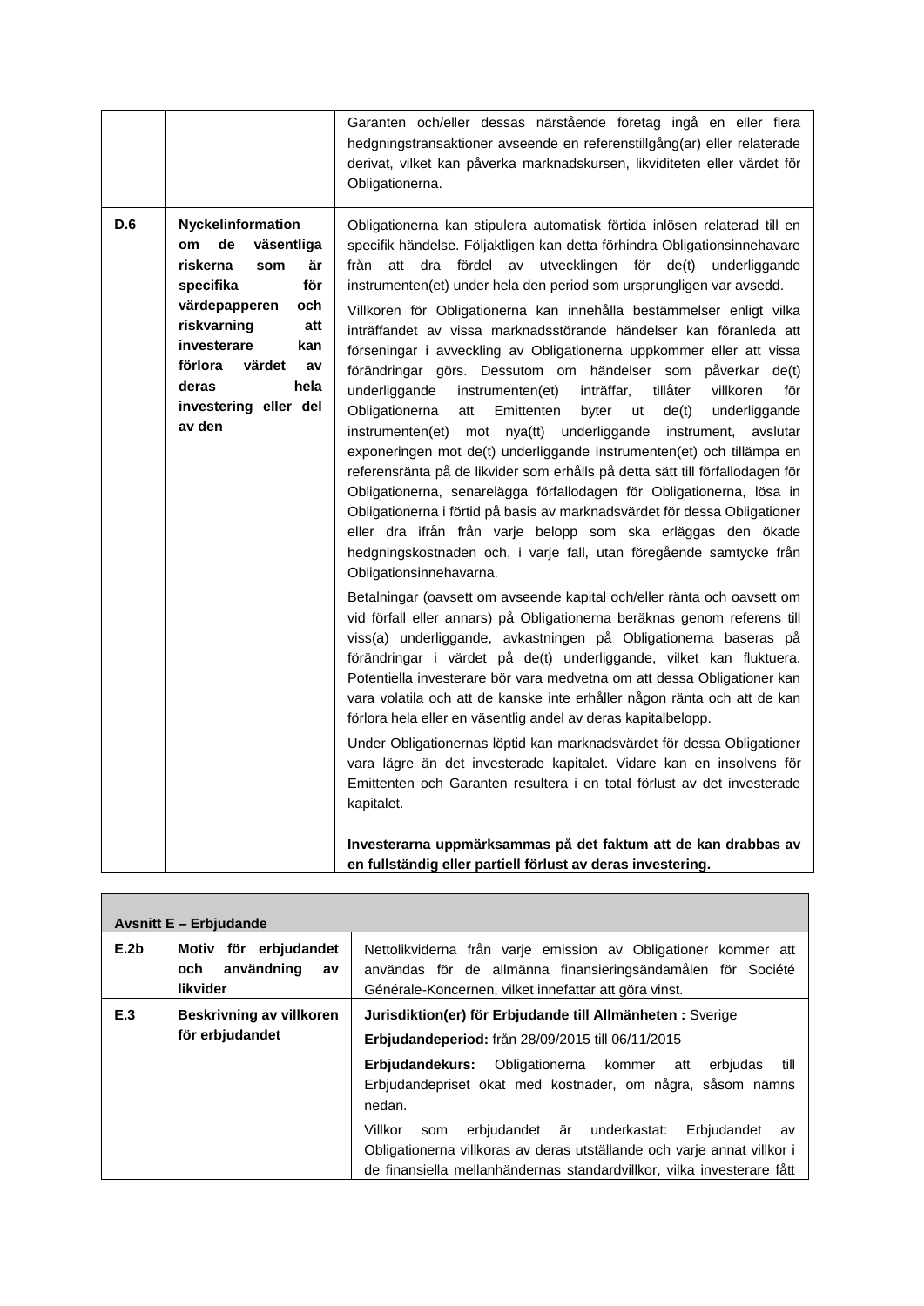| | | |
|---|---|---|
| | | Garanten och/eller dessas närstående företag ingå en eller flera hedgningstransaktioner avseende en referenstillgång(ar) eller relaterade derivat, vilket kan påverka marknadskursen, likviditeten eller värdet för Obligationerna. |
| **D.6** | **Nyckelinformation om de väsentliga riskerna som är specifika för värdepapperen och riskvarning att investerare kan förlora värdet av deras hela investering eller del av den** | Obligationerna kan stipulera automatisk förtida inlösen relaterad till en specifik händelse. Följaktligen kan detta förhindra Obligationsinnehavare från att dra fördel av utvecklingen för de(t) underliggande instrumenten(et) under hela den period som ursprungligen var avsedd.<br><br>Villkoren för Obligationerna kan innehålla bestämmelser enligt vilka inträffandet av vissa marknadsstörande händelser kan föranleda att förseningar i avveckling av Obligationerna uppkommer eller att vissa förändringar görs. Dessutom om händelser som påverkar de(t) underliggande instrumenten(et) inträffar, tillåter villkoren för Obligationerna att Emittenten byter ut de(t) underliggande instrumenten(et) mot nya(tt) underliggande instrument, avslutar exponeringen mot de(t) underliggande instrumenten(et) och tillämpa en referensränta på de likvider som erhålls på detta sätt till förfallodagen för Obligationerna, senarelägga förfallodagen för Obligationerna, lösa in Obligationerna i förtid på basis av marknadsvärdet för dessa Obligationer eller dra ifrån från varje belopp som ska erläggas den ökade hedgningskostnaden och, i varje fall, utan föregående samtycke från Obligationsinnehavarna.<br><br>Betalningar (oavsett om avseende kapital och/eller ränta och oavsett om vid förfall eller annars) på Obligationerna beräknas genom referens till viss(a) underliggande, avkastningen på Obligationerna baseras på förändringar i värdet på de(t) underliggande, vilket kan fluktuera. Potentiella investerare bör vara medvetna om att dessa Obligationer kan vara volatila och att de kanske inte erhåller någon ränta och att de kan förlora hela eller en väsentlig andel av deras kapitalbelopp.<br><br>Under Obligationernas löptid kan marknadsvärdet för dessa Obligationer vara lägre än det investerade kapitalet. Vidare kan en insolvens för Emittenten och Garanten resultera i en total förlust av det investerade kapitalet.<br><br>**Investerarna uppmärksammas på det faktum att de kan drabbas av en fullständig eller partiell förlust av deras investering.** |

| **Avsnitt E – Erbjudande** | | |
|---|---|---|
| **E.2b** | **Motiv för erbjudandet och användning av likvider** | Nettolikviderna från varje emission av Obligationer kommer att användas för de allmänna finansieringsändamålen för Société Générale-Koncernen, vilket innefattar att göra vinst. |
| **E.3** | **Beskrivning av villkoren för erbjudandet** | **Jurisdiktion(er) för Erbjudande till Allmänheten :** Sverige<br><br>**Erbjudandeperiod:** från 28/09/2015 till 06/11/2015<br><br>**Erbjudandekurs:** Obligationerna kommer att erbjudas till Erbjudandepriset ökat med kostnader, om några, såsom nämns nedan.<br><br>Villkor som erbjudandet är underkastat: Erbjudandet av Obligationerna villkoras av deras utställande och varje annat villkor i de finansiella mellanhändernas standardvillkor, vilka investerare fått |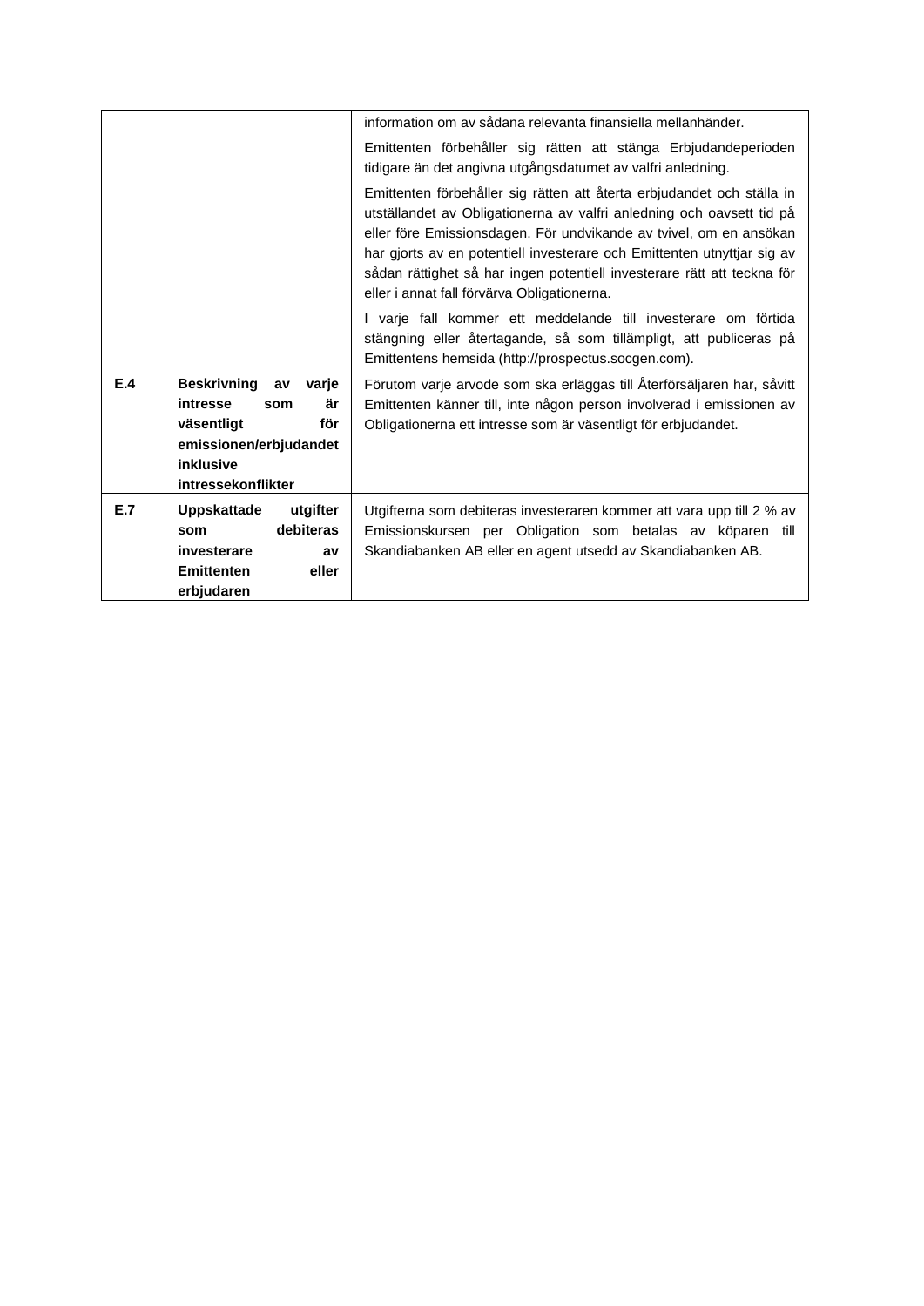| | | |
|---|---|---|
| | | information om av sådana relevanta finansiella mellanhänder.<br><br>Emittenten förbehåller sig rätten att stänga Erbjudandeperioden tidigare än det angivna utgångsdatumet av valfri anledning.<br><br>Emittenten förbehåller sig rätten att återta erbjudandet och ställa in utställandet av Obligationerna av valfri anledning och oavsett tid på eller före Emissionsdagen. För undvikande av tvivel, om en ansökan har gjorts av en potentiell investerare och Emittenten utnyttjar sig av sådan rättighet så har ingen potentiell investerare rätt att teckna för eller i annat fall förvärva Obligationerna.<br><br>I varje fall kommer ett meddelande till investerare om förtida stängning eller återtagande, så som tillämpligt, att publiceras på Emittentens hemsida (http://prospectus.socgen.com). |
| **E.4** | **Beskrivning av varje intresse som är väsentligt för emissionen/erbjudandet inklusive intressekonflikter** | Förutom varje arvode som ska erläggas till Återförsäljaren har, såvitt Emittenten känner till, inte någon person involverad i emissionen av Obligationerna ett intresse som är väsentligt för erbjudandet. |
| **E.7** | **Uppskattade utgifter som debiteras investerare av Emittenten eller erbjudaren** | Utgifterna som debiteras investeraren kommer att vara upp till 2 % av Emissionskursen per Obligation som betalas av köparen till Skandiabanken AB eller en agent utsedd av Skandiabanken AB. |